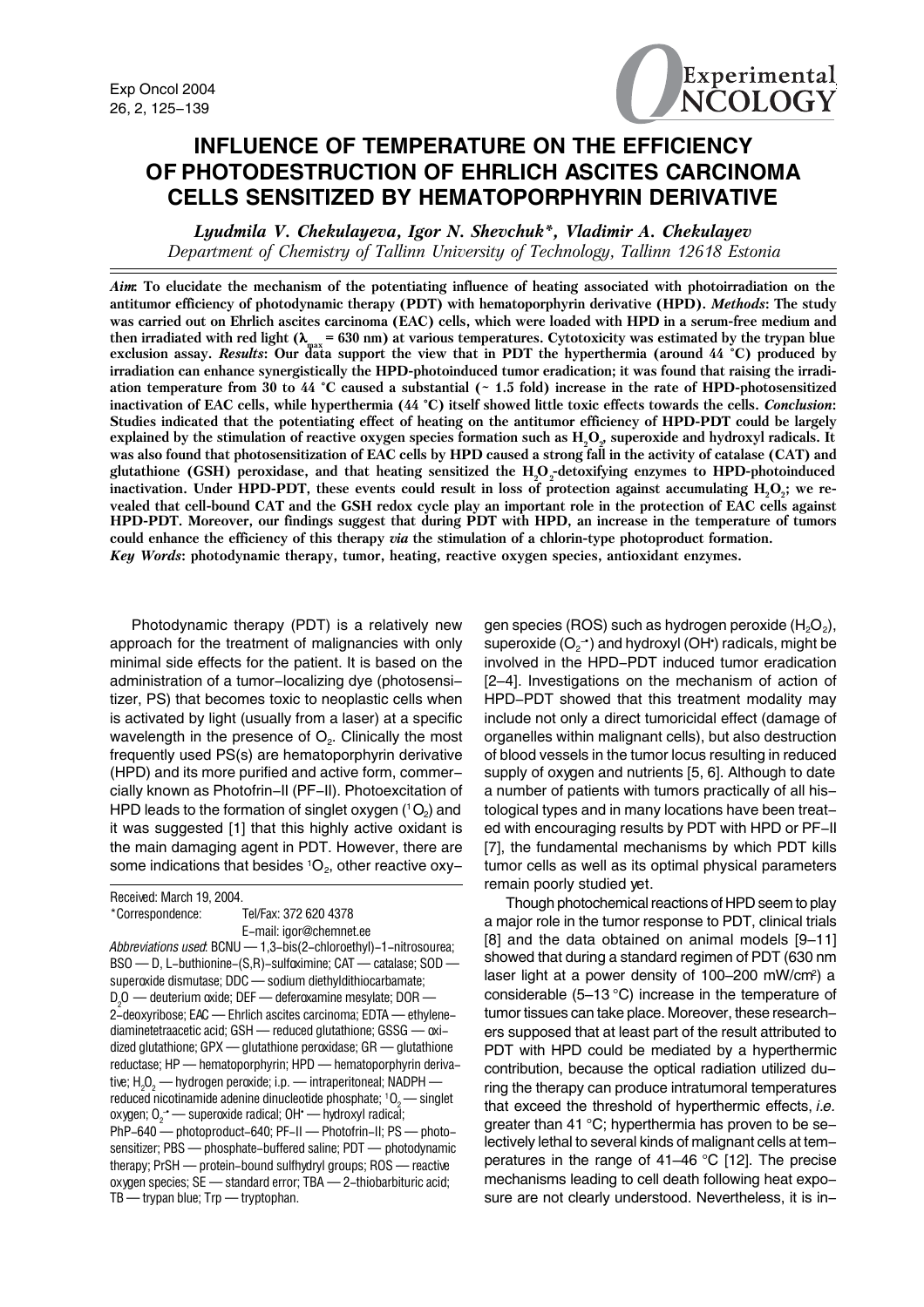# INFLUENCE OF TEMPERATURE ON THE EFFICIENCY OF PHOTODESTRUCTION OF EHRLICH ASCITES CARCINOMA CELLS SENSITIZED BY HEMATOPORPHYRIN DERIVATIVE

*Lyudmila V. Chekulayeva, Igor N. Shevchuk\*, Vladimir A. Chekulayev*

*Department of Chemistry of Tallinn University of Technology, Tallinn 12618 Estonia*

***Aim*: To elucidate the mechanism of the potentiating influence of heating associated with photoirradiation on the antitumor efficiency of photodynamic therapy (PDT) with hematoporphyrin derivative (HPD). *Methods*: The study was carried out on Ehrlich ascites carcinoma (EAC) cells, which were loaded with HPD in a serum-free medium and then irradiated with red light ($\lambda_{max}$ = 630 nm) at various temperatures. Cytotoxicity was estimated by the trypan blue exclusion assay. *Results*: Our data support the view that in PDT the hyperthermia (around 44 °C) produced by irradiation can enhance synergistically the HPD-photoinduced tumor eradication; it was found that raising the irradiation temperature from 30 to 44 °C caused a substantial (~ 1.5 fold) increase in the rate of HPD-photosensitized inactivation of EAC cells, while hyperthermia (44 °C) itself showed little toxic effects towards the cells. *Conclusion*: Studies indicated that the potentiating effect of heating on the antitumor efficiency of HPD-PDT could be largely explained by the stimulation of reactive oxygen species formation such as $H_2O_2$, superoxide and hydroxyl radicals. It was also found that photosensitization of EAC cells by HPD caused a strong fall in the activity of catalase (CAT) and glutathione (GSH) peroxidase, and that heating sensitized the $H_2O_2$-detoxifying enzymes to HPD-photoinduced inactivation. Under HPD-PDT, these events could result in loss of protection against accumulating $H_2O_2$; we revealed that cell-bound CAT and the GSH redox cycle play an important role in the protection of EAC cells against HPD-PDT. Moreover, our findings suggest that during PDT with HPD, an increase in the temperature of tumors could enhance the efficiency of this therapy *via* the stimulation of a chlorin-type photoproduct formation.**

***Key Words*: photodynamic therapy, tumor, heating, reactive oxygen species, antioxidant enzymes.**

Photodynamic therapy (PDT) is a relatively new approach for the treatment of malignancies with only minimal side effects for the patient. It is based on the administration of a tumor-localizing dye (photosensitizer, PS) that becomes toxic to neoplastic cells when is activated by light (usually from a laser) at a specific wavelength in the presence of $O_2$. Clinically the most frequently used PS(s) are hematoporphyrin derivative (HPD) and its more purified and active form, commercially known as Photofrin-II (PF-II). Photoexcitation of HPD leads to the formation of singlet oxygen ($^1O_2$) and it was suggested [1] that this highly active oxidant is the main damaging agent in PDT. However, there are some indications that besides $^1O_2$, other reactive oxygen species (ROS) such as hydrogen peroxide ($H_2O_2$), superoxide ($O_2^{-\bullet}$) and hydroxyl ($OH^\bullet$) radicals, might be involved in the HPD-PDT induced tumor eradication [2–4]. Investigations on the mechanism of action of HPD-PDT showed that this treatment modality may include not only a direct tumoricidal effect (damage of organelles within malignant cells), but also destruction of blood vessels in the tumor locus resulting in reduced supply of oxygen and nutrients [5, 6]. Although to date a number of patients with tumors practically of all histological types and in many locations have been treated with encouraging results by PDT with HPD or PF-II [7], the fundamental mechanisms by which PDT kills tumor cells as well as its optimal physical parameters remain poorly studied yet.

Though photochemical reactions of HPD seem to play a major role in the tumor response to PDT, clinical trials [8] and the data obtained on animal models [9–11] showed that during a standard regimen of PDT (630 nm laser light at a power density of 100–200 mW/cm²) a considerable (5–13 °C) increase in the temperature of tumor tissues can take place. Moreover, these researchers supposed that at least part of the result attributed to PDT with HPD could be mediated by a hyperthermic contribution, because the optical radiation utilized during the therapy can produce intratumoral temperatures that exceed the threshold of hyperthermic effects, *i.e.* greater than 41 °C; hyperthermia has proven to be selectively lethal to several kinds of malignant cells at temperatures in the range of 41–46 °C [12]. The precise mechanisms leading to cell death following heat exposure are not clearly understood. Nevertheless, it is in-

Received: March 19, 2004.

\*Correspondence: Tel/Fax: 372 620 4378 E-mail: igor@chemnet.ee

*Abbreviations used*: BCNU — 1,3-bis(2-chloroethyl)-1-nitrosourea; BSO — D, L-buthionine-(S,R)-sulfoximine; CAT — catalase; SOD — superoxide dismutase; DDC — sodium diethyldithiocarbamate; $D_2O$ — deuterium oxide; DEF — deferoxamine mesylate; DOR — 2-deoxyribose; EAC — Ehrlich ascites carcinoma; EDTA — ethylenediaminetetraacetic acid; GSH — reduced glutathione; GSSG — oxidized glutathione; GPX — glutathione peroxidase; GR — glutathione reductase; HP — hematoporphyrin; HPD — hematoporphyrin derivative; $H_2O_2$ — hydrogen peroxide; i.p. — intraperitoneal; NADPH — reduced nicotinamide adenine dinucleotide phosphate; $^1O_2$ — singlet oxygen; $O_2^{-\bullet}$ — superoxide radical; $OH^\bullet$ — hydroxyl radical; PhP-640 — photoproduct-640; PF-II — Photofrin-II; PS — photosensitizer; PBS — phosphate-buffered saline; PDT — photodynamic therapy; PrSH — protein-bound sulfhydryl groups; ROS — reactive oxygen species; SE — standard error; TBA — 2-thiobarbituric acid; TB — trypan blue; Trp — tryptophan.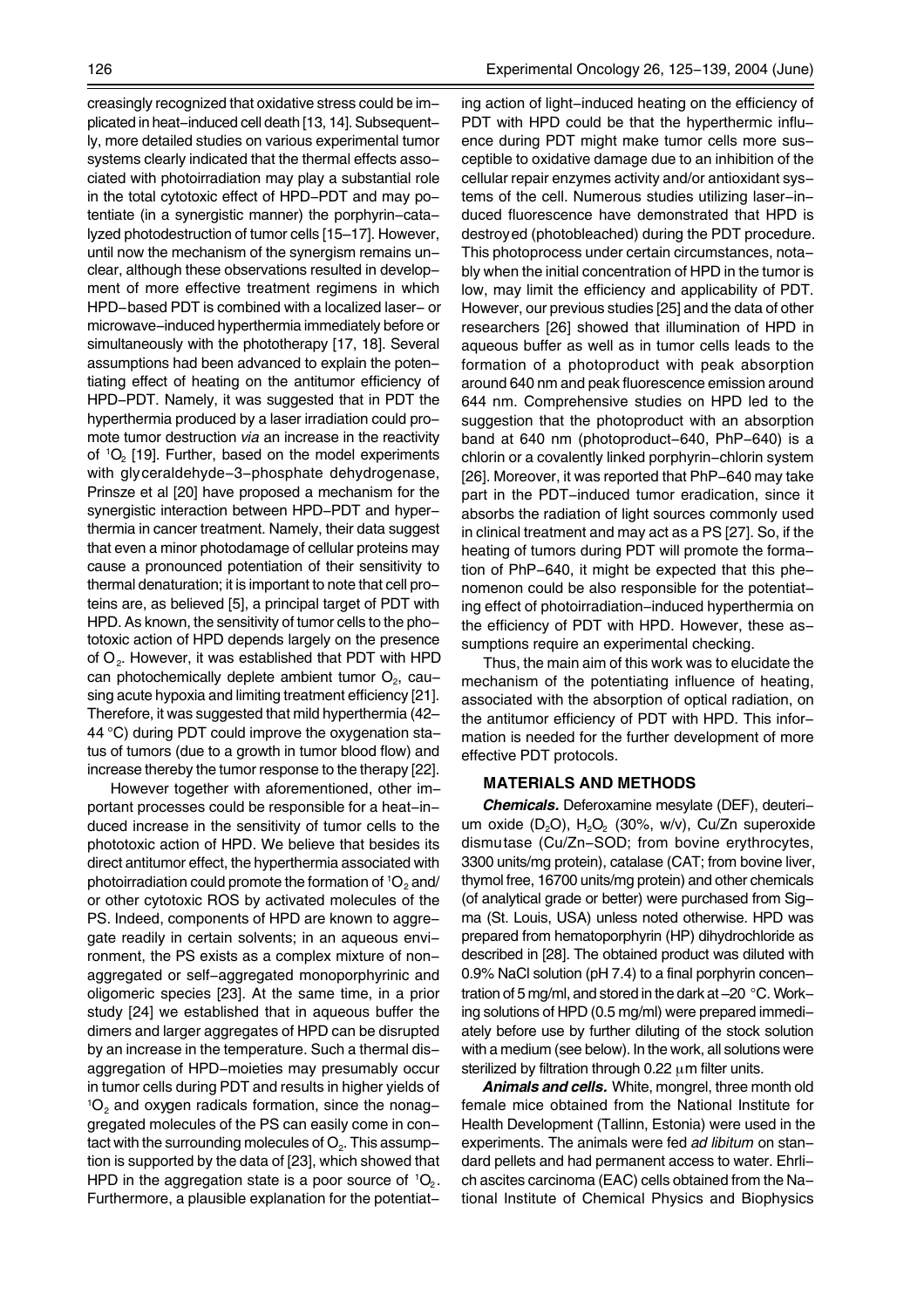creasingly recognized that oxidative stress could be implicated in heat-induced cell death [13, 14]. Subsequently, more detailed studies on various experimental tumor systems clearly indicated that the thermal effects associated with photoirradiation may play a substantial role in the total cytotoxic effect of HPD-PDT and may potentiate (in a synergistic manner) the porphyrin-catalyzed photodestruction of tumor cells [15–17]. However, until now the mechanism of the synergism remains unclear, although these observations resulted in development of more effective treatment regimens in which HPD-based PDT is combined with a localized laser- or microwave-induced hyperthermia immediately before or simultaneously with the phototherapy [17, 18]. Several assumptions had been advanced to explain the potentiating effect of heating on the antitumor efficiency of HPD-PDT. Namely, it was suggested that in PDT the hyperthermia produced by a laser irradiation could promote tumor destruction *via* an increase in the reactivity of $^1O_2$ [19]. Further, based on the model experiments with glyceraldehyde-3-phosphate dehydrogenase, Prinsze et al [20] have proposed a mechanism for the synergistic interaction between HPD-PDT and hyperthermia in cancer treatment. Namely, their data suggest that even a minor photodamage of cellular proteins may cause a pronounced potentiation of their sensitivity to thermal denaturation; it is important to note that cell proteins are, as believed [5], a principal target of PDT with HPD. As known, the sensitivity of tumor cells to the phototoxic action of HPD depends largely on the presence of $O_2$. However, it was established that PDT with HPD can photochemically deplete ambient tumor $O_2$, causing acute hypoxia and limiting treatment efficiency [21]. Therefore, it was suggested that mild hyperthermia (42–44 °C) during PDT could improve the oxygenation status of tumors (due to a growth in tumor blood flow) and increase thereby the tumor response to the therapy [22].

However together with aforementioned, other important processes could be responsible for a heat-induced increase in the sensitivity of tumor cells to the phototoxic action of HPD. We believe that besides its direct antitumor effect, the hyperthermia associated with photoirradiation could promote the formation of $^1O_2$ and/or other cytotoxic ROS by activated molecules of the PS. Indeed, components of HPD are known to aggregate readily in certain solvents; in an aqueous environment, the PS exists as a complex mixture of non-aggregated or self-aggregated monoporphyrinic and oligomeric species [23]. At the same time, in a prior study [24] we established that in aqueous buffer the dimers and larger aggregates of HPD can be disrupted by an increase in the temperature. Such a thermal disaggregation of HPD-moieties may presumably occur in tumor cells during PDT and results in higher yields of $^1O_2$ and oxygen radicals formation, since the nonaggregated molecules of the PS can easily come in contact with the surrounding molecules of $O_2$. This assumption is supported by the data of [23], which showed that HPD in the aggregation state is a poor source of $^1O_2$. Furthermore, a plausible explanation for the potentiating action of light-induced heating on the efficiency of PDT with HPD could be that the hyperthermic influence during PDT might make tumor cells more susceptible to oxidative damage due to an inhibition of the cellular repair enzymes activity and/or antioxidant systems of the cell. Numerous studies utilizing laser-induced fluorescence have demonstrated that HPD is destroyed (photobleached) during the PDT procedure. This photoprocess under certain circumstances, notably when the initial concentration of HPD in the tumor is low, may limit the efficiency and applicability of PDT. However, our previous studies [25] and the data of other researchers [26] showed that illumination of HPD in aqueous buffer as well as in tumor cells leads to the formation of a photoproduct with peak absorption around 640 nm and peak fluorescence emission around 644 nm. Comprehensive studies on HPD led to the suggestion that the photoproduct with an absorption band at 640 nm (photoproduct-640, PhP-640) is a chlorin or a covalently linked porphyrin-chlorin system [26]. Moreover, it was reported that PhP-640 may take part in the PDT-induced tumor eradication, since it absorbs the radiation of light sources commonly used in clinical treatment and may act as a PS [27]. So, if the heating of tumors during PDT will promote the formation of PhP-640, it might be expected that this phenomenon could be also responsible for the potentiating effect of photoirradiation-induced hyperthermia on the efficiency of PDT with HPD. However, these assumptions require an experimental checking.

Thus, the main aim of this work was to elucidate the mechanism of the potentiating influence of heating, associated with the absorption of optical radiation, on the antitumor efficiency of PDT with HPD. This information is needed for the further development of more effective PDT protocols.

## MATERIALS AND METHODS

***Chemicals.*** Deferoxamine mesylate (DEF), deuterium oxide ($D_2O$), $H_2O_2$ (30%, w/v), Cu/Zn superoxide dismutase (Cu/Zn-SOD; from bovine erythrocytes, 3300 units/mg protein), catalase (CAT; from bovine liver, thymol free, 16700 units/mg protein) and other chemicals (of analytical grade or better) were purchased from Sigma (St. Louis, USA) unless noted otherwise. HPD was prepared from hematoporphyrin (HP) dihydrochloride as described in [28]. The obtained product was diluted with 0.9% NaCl solution (pH 7.4) to a final porphyrin concentration of 5 mg/ml, and stored in the dark at –20 °C. Working solutions of HPD (0.5 mg/ml) were prepared immediately before use by further diluting of the stock solution with a medium (see below). In the work, all solutions were sterilized by filtration through 0.22 μm filter units.

***Animals and cells.*** White, mongrel, three month old female mice obtained from the National Institute for Health Development (Tallinn, Estonia) were used in the experiments. The animals were fed *ad libitum* on standard pellets and had permanent access to water. Ehrlich ascites carcinoma (EAC) cells obtained from the National Institute of Chemical Physics and Biophysics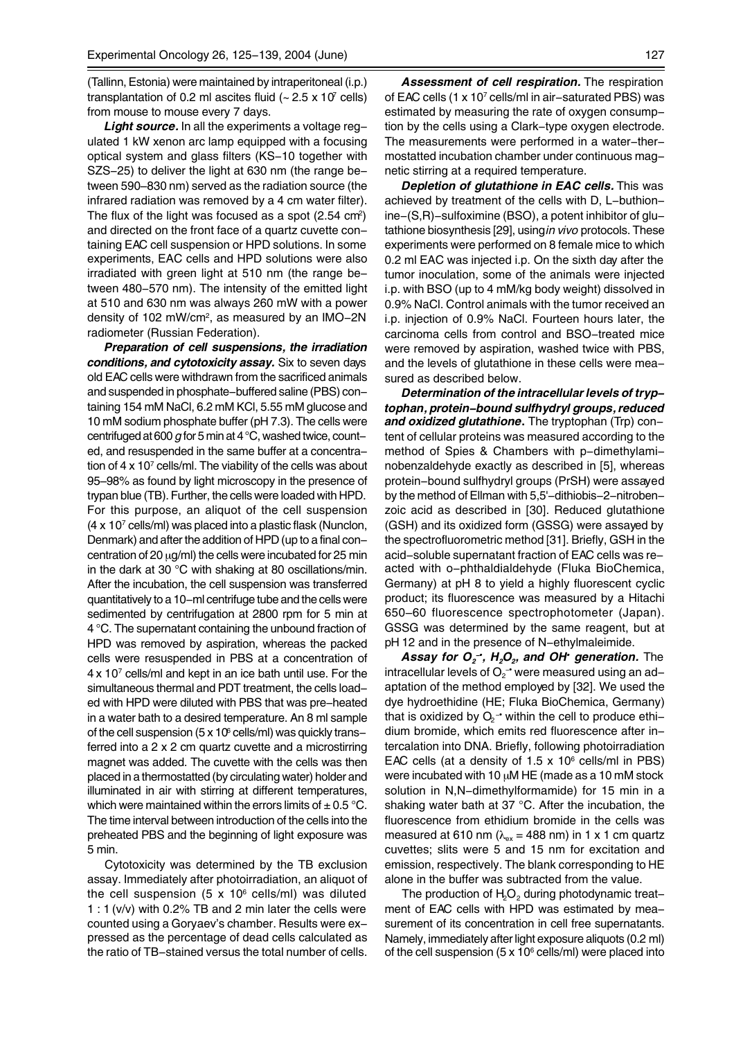(Tallinn, Estonia) were maintained by intraperitoneal (i.p.) transplantation of 0.2 ml ascites fluid (~ 2.5 x $10^7$ cells) from mouse to mouse every 7 days.

***Light source.*** In all the experiments a voltage regulated 1 kW xenon arc lamp equipped with a focusing optical system and glass filters (KS–10 together with SZS–25) to deliver the light at 630 nm (the range between 590–830 nm) served as the radiation source (the infrared radiation was removed by a 4 cm water filter). The flux of the light was focused as a spot (2.54 $cm^2$) and directed on the front face of a quartz cuvette containing EAC cell suspension or HPD solutions. In some experiments, EAC cells and HPD solutions were also irradiated with green light at 510 nm (the range between 480–570 nm). The intensity of the emitted light at 510 and 630 nm was always 260 mW with a power density of 102 mW/$cm^2$, as measured by an IMO–2N radiometer (Russian Federation).

***Preparation of cell suspensions, the irradiation conditions, and cytotoxicity assay.*** Six to seven days old EAC cells were withdrawn from the sacrificed animals and suspended in phosphate–buffered saline (PBS) containing 154 mM NaCl, 6.2 mM KCl, 5.55 mM glucose and 10 mM sodium phosphate buffer (pH 7.3). The cells were centrifuged at 600 *g* for 5 min at 4 °C, washed twice, counted, and resuspended in the same buffer at a concentration of 4 x $10^7$ cells/ml. The viability of the cells was about 95–98% as found by light microscopy in the presence of trypan blue (TB). Further, the cells were loaded with HPD. For this purpose, an aliquot of the cell suspension (4 x $10^7$ cells/ml) was placed into a plastic flask (Nunclon, Denmark) and after the addition of HPD (up to a final concentration of 20 μg/ml) the cells were incubated for 25 min in the dark at 30 °C with shaking at 80 oscillations/min. After the incubation, the cell suspension was transferred quantitatively to a 10–ml centrifuge tube and the cells were sedimented by centrifugation at 2800 rpm for 5 min at 4 °C. The supernatant containing the unbound fraction of HPD was removed by aspiration, whereas the packed cells were resuspended in PBS at a concentration of 4 x $10^7$ cells/ml and kept in an ice bath until use. For the simultaneous thermal and PDT treatment, the cells loaded with HPD were diluted with PBS that was pre–heated in a water bath to a desired temperature. An 8 ml sample of the cell suspension (5 x $10^6$ cells/ml) was quickly transferred into a 2 x 2 cm quartz cuvette and a microstirring magnet was added. The cuvette with the cells was then placed in a thermostatted (by circulating water) holder and illuminated in air with stirring at different temperatures, which were maintained within the errors limits of ± 0.5 °C. The time interval between introduction of the cells into the preheated PBS and the beginning of light exposure was 5 min.

Cytotoxicity was determined by the TB exclusion assay. Immediately after photoirradiation, an aliquot of the cell suspension (5 x $10^6$ cells/ml) was diluted 1 : 1 (v/v) with 0.2% TB and 2 min later the cells were counted using a Goryaev's chamber. Results were expressed as the percentage of dead cells calculated as the ratio of TB–stained versus the total number of cells.

***Assessment of cell respiration.*** The respiration of EAC cells (1 x $10^7$ cells/ml in air–saturated PBS) was estimated by measuring the rate of oxygen consumption by the cells using a Clark–type oxygen electrode. The measurements were performed in a water–thermostatted incubation chamber under continuous magnetic stirring at a required temperature.

***Depletion of glutathione in EAC cells.*** This was achieved by treatment of the cells with D, L–buthionine–(S,R)–sulfoximine (BSO), a potent inhibitor of glutathione biosynthesis [29], using *in vivo* protocols. These experiments were performed on 8 female mice to which 0.2 ml EAC was injected i.p. On the sixth day after the tumor inoculation, some of the animals were injected i.p. with BSO (up to 4 mM/kg body weight) dissolved in 0.9% NaCl. Control animals with the tumor received an i.p. injection of 0.9% NaCl. Fourteen hours later, the carcinoma cells from control and BSO–treated mice were removed by aspiration, washed twice with PBS, and the levels of glutathione in these cells were measured as described below.

***Determination of the intracellular levels of tryptophan, protein–bound sulfhydryl groups, reduced and oxidized glutathione.*** The tryptophan (Trp) content of cellular proteins was measured according to the method of Spies & Chambers with p–dimethylaminobenzaldehyde exactly as described in [5], whereas protein–bound sulfhydryl groups (PrSH) were assayed by the method of Ellman with 5,5'–dithiobis–2–nitrobenzoic acid as described in [30]. Reduced glutathione (GSH) and its oxidized form (GSSG) were assayed by the spectrofluorometric method [31]. Briefly, GSH in the acid–soluble supernatant fraction of EAC cells was reacted with o–phthaldialdehyde (Fluka BioChemica, Germany) at pH 8 to yield a highly fluorescent cyclic product; its fluorescence was measured by a Hitachi 650–60 fluorescence spectrophotometer (Japan). GSSG was determined by the same reagent, but at pH 12 and in the presence of N–ethylmaleimide.

***Assay for $O_2^{\cdot-}$, $H_2O_2$, and $OH^{\cdot}$ generation.*** The intracellular levels of $O_2^{\cdot-}$ were measured using an adaptation of the method employed by [32]. We used the dye hydroethidine (HE; Fluka BioChemica, Germany) that is oxidized by $O_2^{\cdot-}$ within the cell to produce ethidium bromide, which emits red fluorescence after intercalation into DNA. Briefly, following photoirradiation EAC cells (at a density of 1.5 x $10^6$ cells/ml in PBS) were incubated with 10 μM HE (made as a 10 mM stock solution in N,N–dimethylformamide) for 15 min in a shaking water bath at 37 °C. After the incubation, the fluorescence from ethidium bromide in the cells was measured at 610 nm ($\lambda_{ex}$ = 488 nm) in 1 x 1 cm quartz cuvettes; slits were 5 and 15 nm for excitation and emission, respectively. The blank corresponding to HE alone in the buffer was subtracted from the value.

The production of $H_2O_2$ during photodynamic treatment of EAC cells with HPD was estimated by measurement of its concentration in cell free supernatants. Namely, immediately after light exposure aliquots (0.2 ml) of the cell suspension (5 x $10^6$ cells/ml) were placed into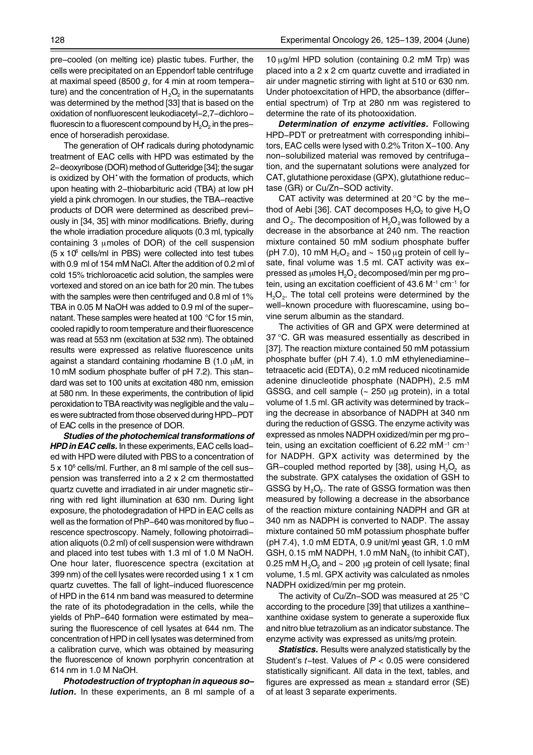pre-cooled (on melting ice) plastic tubes. Further, the cells were precipitated on an Eppendorf table centrifuge at maximal speed (8500 *g*, for 4 min at room temperature) and the concentration of $H_2O_2$ in the supernatants was determined by the method [33] that is based on the oxidation of nonfluorescent leukodiacetyl-2,7-dichlorofluorescin to a fluorescent compound by $H_2O_2$ in the presence of horseradish peroxidase.

The generation of $OH^{\bullet}$ radicals during photodynamic treatment of EAC cells with HPD was estimated by the 2-deoxyribose (DOR) method of Gutteridge [34]; the sugar is oxidized by $OH^{\bullet}$ with the formation of products, which upon heating with 2-thiobarbituric acid (TBA) at low pH yield a pink chromogen. In our studies, the TBA-reactive products of DOR were determined as described previously in [34, 35] with minor modifications. Briefly, during the whole irradiation procedure aliquots (0.3 ml, typically containing 3 μmoles of DOR) of the cell suspension ($5 \times 10^6$ cells/ml in PBS) were collected into test tubes with 0.9 ml of 154 mM NaCl. After the addition of 0.2 ml of cold 15% trichloroacetic acid solution, the samples were vortexed and stored on an ice bath for 20 min. The tubes with the samples were then centrifuged and 0.8 ml of 1% TBA in 0.05 M NaOH was added to 0.9 ml of the supernatant. These samples were heated at 100 °C for 15 min, cooled rapidly to room temperature and their fluorescence was read at 553 nm (excitation at 532 nm). The obtained results were expressed as relative fluorescence units against a standard containing rhodamine B (1.0 μM, in 10 mM sodium phosphate buffer of pH 7.2). This standard was set to 100 units at excitation 480 nm, emission at 580 nm. In these experiments, the contribution of lipid peroxidation to TBA reactivity was negligible and the values were subtracted from those observed during HPD-PDT of EAC cells in the presence of DOR.

***Studies of the photochemical transformations of HPD in EAC cells.*** In these experiments, EAC cells loaded with HPD were diluted with PBS to a concentration of $5 \times 10^6$ cells/ml. Further, an 8 ml sample of the cell suspension was transferred into a 2 x 2 cm thermostatted quartz cuvette and irradiated in air under magnetic stirring with red light illumination at 630 nm. During light exposure, the photodegradation of HPD in EAC cells as well as the formation of PhP-640 was monitored by fluorescence spectroscopy. Namely, following photoirradiation aliquots (0.2 ml) of cell suspension were withdrawn and placed into test tubes with 1.3 ml of 1.0 M NaOH. One hour later, fluorescence spectra (excitation at 399 nm) of the cell lysates were recorded using 1 x 1 cm quartz cuvettes. The fall of light-induced fluorescence of HPD in the 614 nm band was measured to determine the rate of its photodegradation in the cells, while the yields of PhP-640 formation were estimated by measuring the fluorescence of cell lysates at 644 nm. The concentration of HPD in cell lysates was determined from a calibration curve, which was obtained by measuring the fluorescence of known porphyrin concentration at 614 nm in 1.0 M NaOH.

***Photodestruction of tryptophan in aqueous solution.*** In these experiments, an 8 ml sample of a 10 μg/ml HPD solution (containing 0.2 mM Trp) was placed into a 2 x 2 cm quartz cuvette and irradiated in air under magnetic stirring with light at 510 or 630 nm. Under photoexcitation of HPD, the absorbance (differential spectrum) of Trp at 280 nm was registered to determine the rate of its photooxidation.

***Determination of enzyme activities.*** Following HPD-PDT or pretreatment with corresponding inhibitors, EAC cells were lysed with 0.2% Triton X-100. Any non-solubilized material was removed by centrifugation, and the supernatant solutions were analyzed for CAT, glutathione peroxidase (GPX), glutathione reductase (GR) or Cu/Zn-SOD activity.

CAT activity was determined at 20 °C by the method of Aebi [36]. CAT decomposes $H_2O_2$ to give $H_2O$ and $O_2$. The decomposition of $H_2O_2$ was followed by a decrease in the absorbance at 240 nm. The reaction mixture contained 50 mM sodium phosphate buffer (pH 7.0), 10 mM $H_2O_2$ and ~ 150 μg protein of cell lysate, final volume was 1.5 ml. CAT activity was expressed as μmoles $H_2O_2$ decomposed/min per mg protein, using an excitation coefficient of 43.6 $M^{-1}$ $cm^{-1}$ for $H_2O_2$. The total cell proteins were determined by the well-known procedure with fluorescamine, using bovine serum albumin as the standard.

The activities of GR and GPX were determined at 37 °C. GR was measured essentially as described in [37]. The reaction mixture contained 50 mM potassium phosphate buffer (pH 7.4), 1.0 mM ethylenediaminetetraacetic acid (EDTA), 0.2 mM reduced nicotinamide adenine dinucleotide phosphate (NADPH), 2.5 mM GSSG, and cell sample (~ 250 μg protein), in a total volume of 1.5 ml. GR activity was determined by tracking the decrease in absorbance of NADPH at 340 nm during the reduction of GSSG. The enzyme activity was expressed as nmoles NADPH oxidized/min per mg protein, using an excitation coefficient of 6.22 $mM^{-1}$ $cm^{-1}$ for NADPH. GPX activity was determined by the GR-coupled method reported by [38], using $H_2O_2$ as the substrate. GPX catalyses the oxidation of GSH to GSSG by $H_2O_2$. The rate of GSSG formation was then measured by following a decrease in the absorbance of the reaction mixture containing NADPH and GR at 340 nm as NADPH is converted to NADP. The assay mixture contained 50 mM potassium phosphate buffer (pH 7.4), 1.0 mM EDTA, 0.9 unit/ml yeast GR, 1.0 mM GSH, 0.15 mM NADPH, 1.0 mM $NaN_3$ (to inhibit CAT), 0.25 mM $H_2O_2$ and ~ 200 μg protein of cell lysate; final volume, 1.5 ml. GPX activity was calculated as nmoles NADPH oxidized/min per mg protein.

The activity of Cu/Zn-SOD was measured at 25 °C according to the procedure [39] that utilizes a xanthine-xanthine oxidase system to generate a superoxide flux and nitro blue tetrazolium as an indicator substance. The enzyme activity was expressed as units/mg protein.

***Statistics.*** Results were analyzed statistically by the Student's *t*-test. Values of $P < 0.05$ were considered statistically significant. All data in the text, tables, and figures are expressed as mean ± standard error (SE) of at least 3 separate experiments.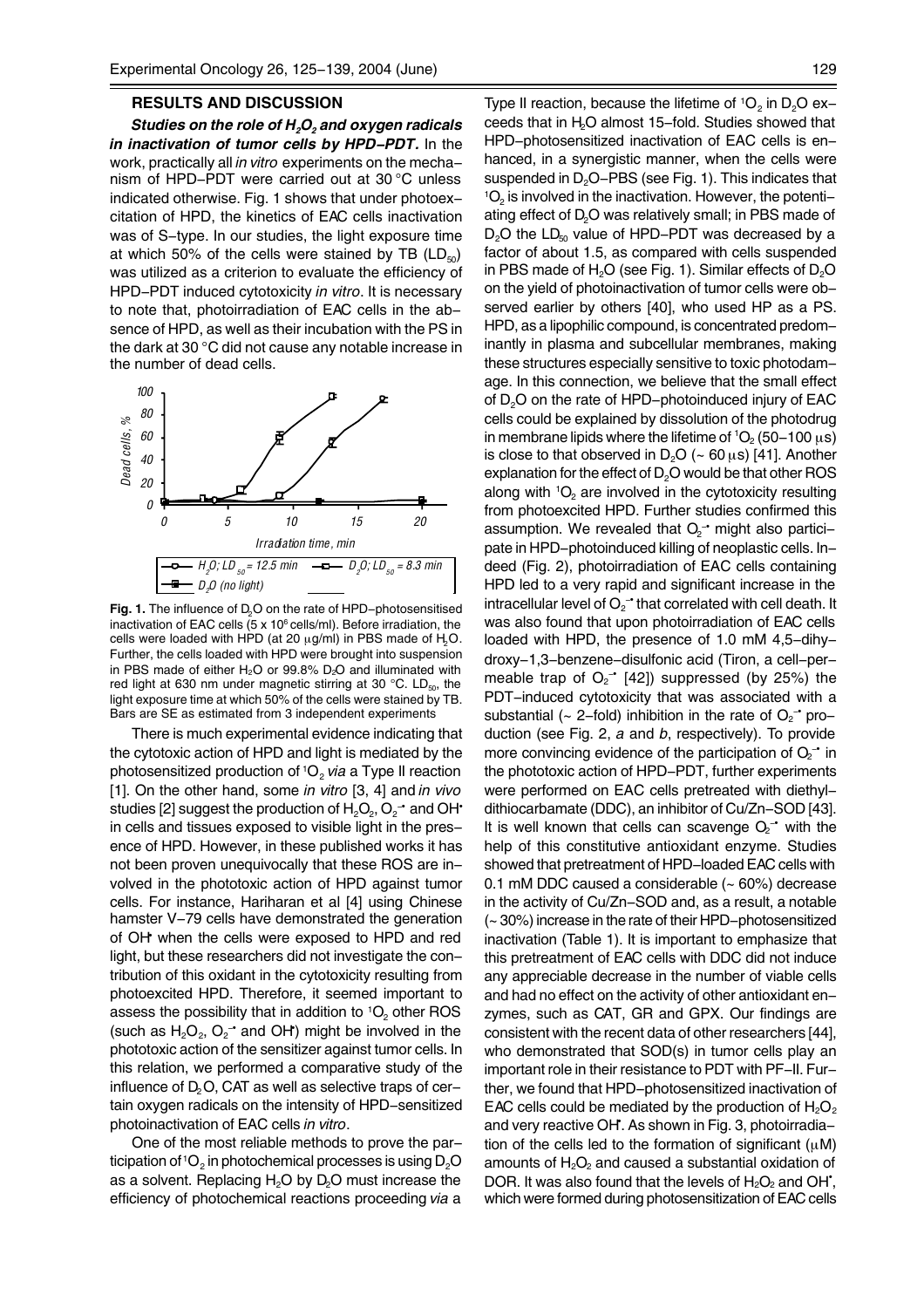## RESULTS AND DISCUSSION

***Studies on the role of $H_2O_2$ and oxygen radicals in inactivation of tumor cells by HPD–PDT.*** In the work, practically all *in vitro* experiments on the mechanism of HPD–PDT were carried out at 30 °C unless indicated otherwise. Fig. 1 shows that under photoexcitation of HPD, the kinetics of EAC cells inactivation was of S–type. In our studies, the light exposure time at which 50% of the cells were stained by TB ($LD_{50}$) was utilized as a criterion to evaluate the efficiency of HPD–PDT induced cytotoxicity *in vitro*. It is necessary to note that, photoirradiation of EAC cells in the absence of HPD, as well as their incubation with the PS in the dark at 30 °C did not cause any notable increase in the number of dead cells.

**Fig. 1.** The influence of $D_2O$ on the rate of HPD–photosensitised inactivation of EAC cells (5 x $10^6$ cells/ml). Before irradiation, the cells were loaded with HPD (at 20 μg/ml) in PBS made of $H_2O$. Further, the cells loaded with HPD were brought into suspension in PBS made of either $H_2O$ or 99.8% $D_2O$ and illuminated with red light at 630 nm under magnetic stirring at 30 °C. $LD_{50}$, the light exposure time at which 50% of the cells were stained by TB. Bars are SE as estimated from 3 independent experiments

There is much experimental evidence indicating that the cytotoxic action of HPD and light is mediated by the photosensitized production of $^1O_2$ *via* a Type II reaction [1]. On the other hand, some *in vitro* [3, 4] and *in vivo* studies [2] suggest the production of $H_2O_2$, $O_2^{-\bullet}$ and $OH^\bullet$ in cells and tissues exposed to visible light in the presence of HPD. However, in these published works it has not been proven unequivocally that these ROS are involved in the phototoxic action of HPD against tumor cells. For instance, Hariharan et al [4] using Chinese hamster V–79 cells have demonstrated the generation of $OH^\bullet$ when the cells were exposed to HPD and red light, but these researchers did not investigate the contribution of this oxidant in the cytotoxicity resulting from photoexcited HPD. Therefore, it seemed important to assess the possibility that in addition to $^1O_2$ other ROS (such as $H_2O_2$, $O_2^{-\bullet}$ and $OH^\bullet$) might be involved in the phototoxic action of the sensitizer against tumor cells. In this relation, we performed a comparative study of the influence of $D_2O$, CAT as well as selective traps of certain oxygen radicals on the intensity of HPD–sensitized photoinactivation of EAC cells *in vitro*.

One of the most reliable methods to prove the participation of $^1O_2$ in photochemical processes is using $D_2O$ as a solvent. Replacing $H_2O$ by $D_2O$ must increase the efficiency of photochemical reactions proceeding *via* a Type II reaction, because the lifetime of $^1O_2$ in $D_2O$ exceeds that in $H_2O$ almost 15–fold. Studies showed that HPD–photosensitized inactivation of EAC cells is enhanced, in a synergistic manner, when the cells were suspended in $D_2O$–PBS (see Fig. 1). This indicates that $^1O_2$ is involved in the inactivation. However, the potentiating effect of $D_2O$ was relatively small; in PBS made of $D_2O$ the $LD_{50}$ value of HPD–PDT was decreased by a factor of about 1.5, as compared with cells suspended in PBS made of $H_2O$ (see Fig. 1). Similar effects of $D_2O$ on the yield of photoinactivation of tumor cells were observed earlier by others [40], who used HP as a PS. HPD, as a lipophilic compound, is concentrated predominantly in plasma and subcellular membranes, making these structures especially sensitive to toxic photodamage. In this connection, we believe that the small effect of $D_2O$ on the rate of HPD–photoinduced injury of EAC cells could be explained by dissolution of the photodrug in membrane lipids where the lifetime of $^1O_2$ (50–100 μs) is close to that observed in $D_2O$ (~ 60 μs) [41]. Another explanation for the effect of $D_2O$ would be that other ROS along with $^1O_2$ are involved in the cytotoxicity resulting from photoexcited HPD. Further studies confirmed this assumption. We revealed that $O_2^{-\bullet}$ might also participate in HPD–photoinduced killing of neoplastic cells. Indeed (Fig. 2), photoirradiation of EAC cells containing HPD led to a very rapid and significant increase in the intracellular level of $O_2^{-\bullet}$ that correlated with cell death. It was also found that upon photoirradiation of EAC cells loaded with HPD, the presence of 1.0 mM 4,5–dihydroxy–1,3–benzene–disulfonic acid (Tiron, a cell–permeable trap of $O_2^{-\bullet}$ [42]) suppressed (by 25%) the PDT–induced cytotoxicity that was associated with a substantial (~ 2–fold) inhibition in the rate of $O_2^{-\bullet}$ production (see Fig. 2, *a* and *b*, respectively). To provide more convincing evidence of the participation of $O_2^{-\bullet}$ in the phototoxic action of HPD–PDT, further experiments were performed on EAC cells pretreated with diethyldithiocarbamate (DDC), an inhibitor of Cu/Zn–SOD [43]. It is well known that cells can scavenge $O_2^{-\bullet}$ with the help of this constitutive antioxidant enzyme. Studies showed that pretreatment of HPD–loaded EAC cells with 0.1 mM DDC caused a considerable (~ 60%) decrease in the activity of Cu/Zn–SOD and, as a result, a notable (~ 30%) increase in the rate of their HPD–photosensitized inactivation (Table 1). It is important to emphasize that this pretreatment of EAC cells with DDC did not induce any appreciable decrease in the number of viable cells and had no effect on the activity of other antioxidant enzymes, such as CAT, GR and GPX. Our findings are consistent with the recent data of other researchers [44], who demonstrated that SOD(s) in tumor cells play an important role in their resistance to PDT with PF–II. Further, we found that HPD–photosensitized inactivation of EAC cells could be mediated by the production of $H_2O_2$ and very reactive $OH^\bullet$. As shown in Fig. 3, photoirradiation of the cells led to the formation of significant (μM) amounts of $H_2O_2$ and caused a substantial oxidation of DOR. It was also found that the levels of $H_2O_2$ and $OH^\bullet$, which were formed during photosensitization of EAC cells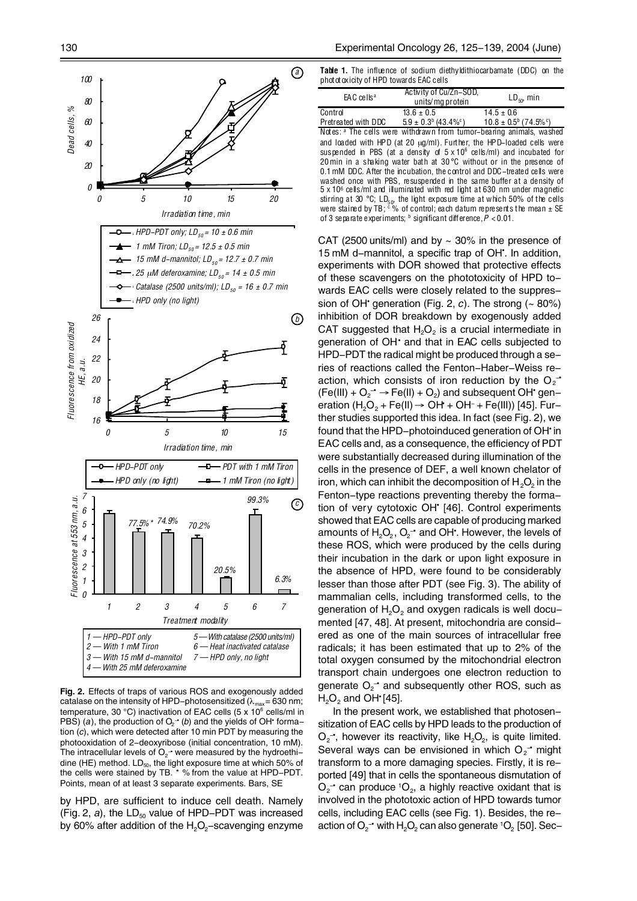**Fig. 2.** Effects of traps of various ROS and exogenously added catalase on the intensity of HPD–photosensitized ($\lambda_{max}$ = 630 nm; temperature, 30 °C) inactivation of EAC cells (5 x $10^6$ cells/ml in PBS) (*a*), the production of $O_2^{\cdot-}$ (*b*) and the yields of $OH^{\cdot}$ formation (*c*), which were detected after 10 min PDT by measuring the photooxidation of 2–deoxyribose (initial concentration, 10 mM). The intracellular levels of $O_2^{\cdot-}$ were measured by the hydroethidine (HE) method. $LD_{50}$, the light exposure time at which 50% of the cells were stained by TB. * % from the value at HPD–PDT. Points, mean of at least 3 separate experiments. Bars, SE

by HPD, are sufficient to induce cell death. Namely (Fig. 2, *a*), the $LD_{50}$ value of HPD–PDT was increased by 60% after addition of the $H_2O_2$–scavenging enzyme CAT (2500 units/ml) and by ~ 30% in the presence of 15 mM d–mannitol, a specific trap of $OH^{\cdot}$. In addition, experiments with DOR showed that protective effects of these scavengers on the phototoxicity of HPD towards EAC cells were closely related to the suppression of $OH^{\cdot}$ generation (Fig. 2, *c*). The strong (~ 80%) inhibition of DOR breakdown by exogenously added CAT suggested that $H_2O_2$ is a crucial intermediate in generation of $OH^{\cdot}$ and that in EAC cells subjected to HPD–PDT the radical might be produced through a series of reactions called the Fenton–Haber–Weiss reaction, which consists of iron reduction by the $O_2^{\cdot-}$ ($Fe(III) + O_2^{\cdot-} \rightarrow Fe(II) + O_2$) and subsequent $OH^{\cdot}$ generation ($H_2O_2 + Fe(II) \rightarrow OH^{\cdot} + OH^- + Fe(III)$) [45]. Further studies supported this idea. In fact (see Fig. 2), we found that the HPD–photoinduced generation of $OH^{\cdot}$ in EAC cells and, as a consequence, the efficiency of PDT were substantially decreased during illumination of the cells in the presence of DEF, a well known chelator of iron, which can inhibit the decomposition of $H_2O_2$ in the Fenton–type reactions preventing thereby the formation of very cytotoxic $OH^{\cdot}$ [46]. Control experiments showed that EAC cells are capable of producing marked amounts of $H_2O_2$, $O_2^{\cdot-}$ and $OH^{\cdot}$. However, the levels of these ROS, which were produced by the cells during their incubation in the dark or upon light exposure in the absence of HPD, were found to be considerably lesser than those after PDT (see Fig. 3). The ability of mammalian cells, including transformed cells, to the generation of $H_2O_2$ and oxygen radicals is well documented [47, 48]. At present, mitochondria are considered as one of the main sources of intracellular free radicals; it has been estimated that up to 2% of the total oxygen consumed by the mitochondrial electron transport chain undergoes one electron reduction to generate $O_2^{\cdot-}$ and subsequently other ROS, such as $H_2O_2$ and $OH^{\cdot}$ [45].

In the present work, we established that photosensitization of EAC cells by HPD leads to the production of $O_2^{\cdot-}$, however its reactivity, like $H_2O_2$, is quite limited. Several ways can be envisioned in which $O_2^{\cdot-}$ might transform to a more damaging species. Firstly, it is reported [49] that in cells the spontaneous dismutation of $O_2^{\cdot-}$ can produce $^1O_2$, a highly reactive oxidant that is involved in the phototoxic action of HPD towards tumor cells, including EAC cells (see Fig. 1). Besides, the reaction of $O_2^{\cdot-}$ with $H_2O_2$ can also generate $^1O_2$ [50]. Sec–

**Table 1.** The influence of sodium diethyldithiocarbamate (DDC) on the phototoxicity of HPD towards EAC cells

| EAC cells[a] | Activity of Cu/Zn–SOD, units/mg protein | $LD_{50}$, min |
|---|---|---|
| Control | 13.6 ± 0.5 | 14.5 ± 0.6 |
| Pretreated with DDC | 5.9 ± 0.3[b] (43.4%[c]) | 10.8 ± 0.5[b] (74.5%[c]) |

Notes: [a] The cells were withdrawn from tumor–bearing animals, washed and loaded with HPD (at 20 μg/ml). Further, the HPD–loaded cells were suspended in PBS (at a density of 5 x $10^6$ cells/ml) and incubated for 20 min in a shaking water bath at 30 °C without or in the presence of 0.1 mM DDC. After the incubation, the control and DDC–treated cells were washed once with PBS, resuspended in the same buffer at a density of 5 x $10^6$ cells/ml and illuminated with red light at 630 nm under magnetic stirring at 30 °C; $LD_{50}$, the light exposure time at which 50% of the cells were stained by TB; [c] % of control; each datum represents the mean ± SE of 3 separate experiments; [b] significant difference, $P < 0.01$.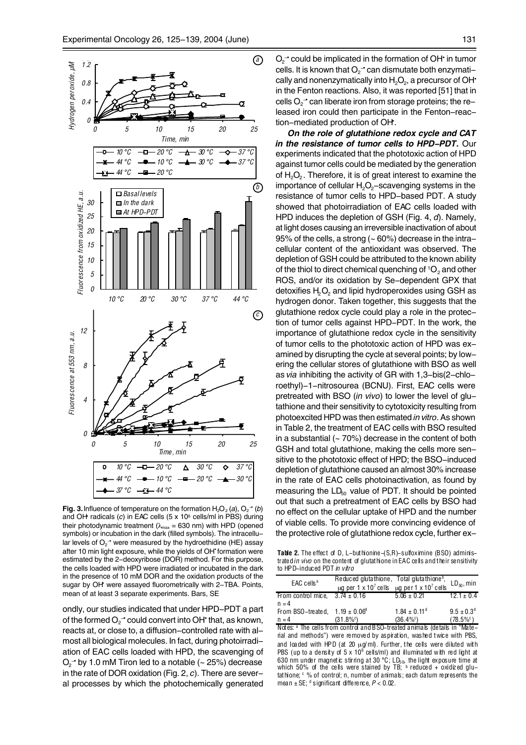**Fig. 3.** Influence of temperature on the formation $H_2O_2$ (*a*), $O_2^{-\bullet}$ (*b*) and $OH^\bullet$ radicals (*c*) in EAC cells (5 x $10^6$ cells/ml in PBS) during their photodynamic treatment ($\lambda_{max}$ = 630 nm) with HPD (opened symbols) or incubation in the dark (filled symbols). The intracellular levels of $O_2^{-\bullet}$ were measured by the hydroethidine (HE) assay after 10 min light exposure, while the yields of $OH^\bullet$ formation were estimated by the 2–deoxyribose (DOR) method. For this purpose, the cells loaded with HPD were irradiated or incubated in the dark in the presence of 10 mM DOR and the oxidation products of the sugar by $OH^\bullet$ were assayed fluorometrically with 2–TBA. Points, mean of at least 3 separate experiments. Bars, SE

ondly, our studies indicated that under HPD–PDT a part of the formed $O_2^{-\bullet}$ could convert into $OH^\bullet$ that, as known, reacts at, or close to, a diffusion–controlled rate with almost all biological molecules. In fact, during photoirradiation of EAC cells loaded with HPD, the scavenging of $O_2^{-\bullet}$ by 1.0 mM Tiron led to a notable (~ 25%) decrease in the rate of DOR oxidation (Fig. 2, *c*). There are several processes by which the photochemically generated $O_2^{-\bullet}$ could be implicated in the formation of $OH^\bullet$ in tumor cells. It is known that $O_2^{-\bullet}$ can dismutate both enzymatically and nonenzymatically into $H_2O_2$, a precursor of $OH^\bullet$ in the Fenton reactions. Also, it was reported [51] that in cells $O_2^{-\bullet}$ can liberate iron from storage proteins; the released iron could then participate in the Fenton–reaction–mediated production of $OH^\bullet$.

***On the role of glutathione redox cycle and CAT in the resistance of tumor cells to HPD–PDT.*** Our experiments indicated that the phototoxic action of HPD against tumor cells could be mediated by the generation of $H_2O_2$. Therefore, it is of great interest to examine the importance of cellular $H_2O_2$–scavenging systems in the resistance of tumor cells to HPD–based PDT. A study showed that photoirradiation of EAC cells loaded with HPD induces the depletion of GSH (Fig. 4, *d*). Namely, at light doses causing an irreversible inactivation of about 95% of the cells, a strong (~ 60%) decrease in the intracellular content of the antioxidant was observed. The depletion of GSH could be attributed to the known ability of the thiol to direct chemical quenching of $^1O_2$ and other ROS, and/or its oxidation by Se–dependent GPX that detoxifies $H_2O_2$ and lipid hydroperoxides using GSH as hydrogen donor. Taken together, this suggests that the glutathione redox cycle could play a role in the protection of tumor cells against HPD–PDT. In the work, the importance of glutathione redox cycle in the sensitivity of tumor cells to the phototoxic action of HPD was examined by disrupting the cycle at several points; by lowering the cellular stores of glutathione with BSO as well as *via* inhibiting the activity of GR with 1,3–bis(2–chloroethyl)–1–nitrosourea (BCNU). First, EAC cells were pretreated with BSO (*in vivo*) to lower the level of glutathione and their sensitivity to cytotoxicity resulting from photoexcited HPD was then estimated *in vitro*. As shown in Table 2, the treatment of EAC cells with BSO resulted in a substantial (~ 70%) decrease in the content of both GSH and total glutathione, making the cells more sensitive to the phototoxic effect of HPD; the BSO–induced depletion of glutathione caused an almost 30% increase in the rate of EAC cells photoinactivation, as found by measuring the $LD_{50}$ value of PDT. It should be pointed out that such a pretreatment of EAC cells by BSO had no effect on the cellular uptake of HPD and the number of viable cells. To provide more convincing evidence of the protective role of glutathione redox cycle, further ex–

**Table 2.** The effect of D, L–buthionine–(S,R)–sulfoximine (BSO) administrated *in vivo* on the content of glutathione in EAC cells and their sensitivity to HPD–induced PDT *in vitro*

| EAC cells[a] | Reduced glutathione, μg per 1 x $10^7$ cells | Total glutathione[b], μg per 1 x $10^7$ cells | $LD_{50}$, min |
|---|---|---|---|
| From control mice, n = 4 | 3.74 ± 0.16 | 5.06 ± 0.21 | 12.1 ± 0.4 |
| From BSO–treated, n = 4 | 1.19 ± 0.06[d] (31.8%[c]) | 1.84 ± 0.11[d] (36.4%[c]) | 9.5 ± 0.3[d] (78.5%[c]) |

Notes: [a] The cells from control and BSO–treated animals (details in "Material and methods") were removed by aspiration, washed twice with PBS, and loaded with HPD (at 20 μg/ml). Further, the cells were diluted with PBS (up to a density of 5 x $10^6$ cells/ml) and illuminated with red light at 630 nm under magnetic stirring at 30 °C; $LD_{50}$, the light exposure time at which 50% of the cells were stained by TB; [b] reduced + oxidized glutathione; [c] % of control; n, number of animals; each datum represents the mean ± SE; [d] significant difference, $P < 0.02$.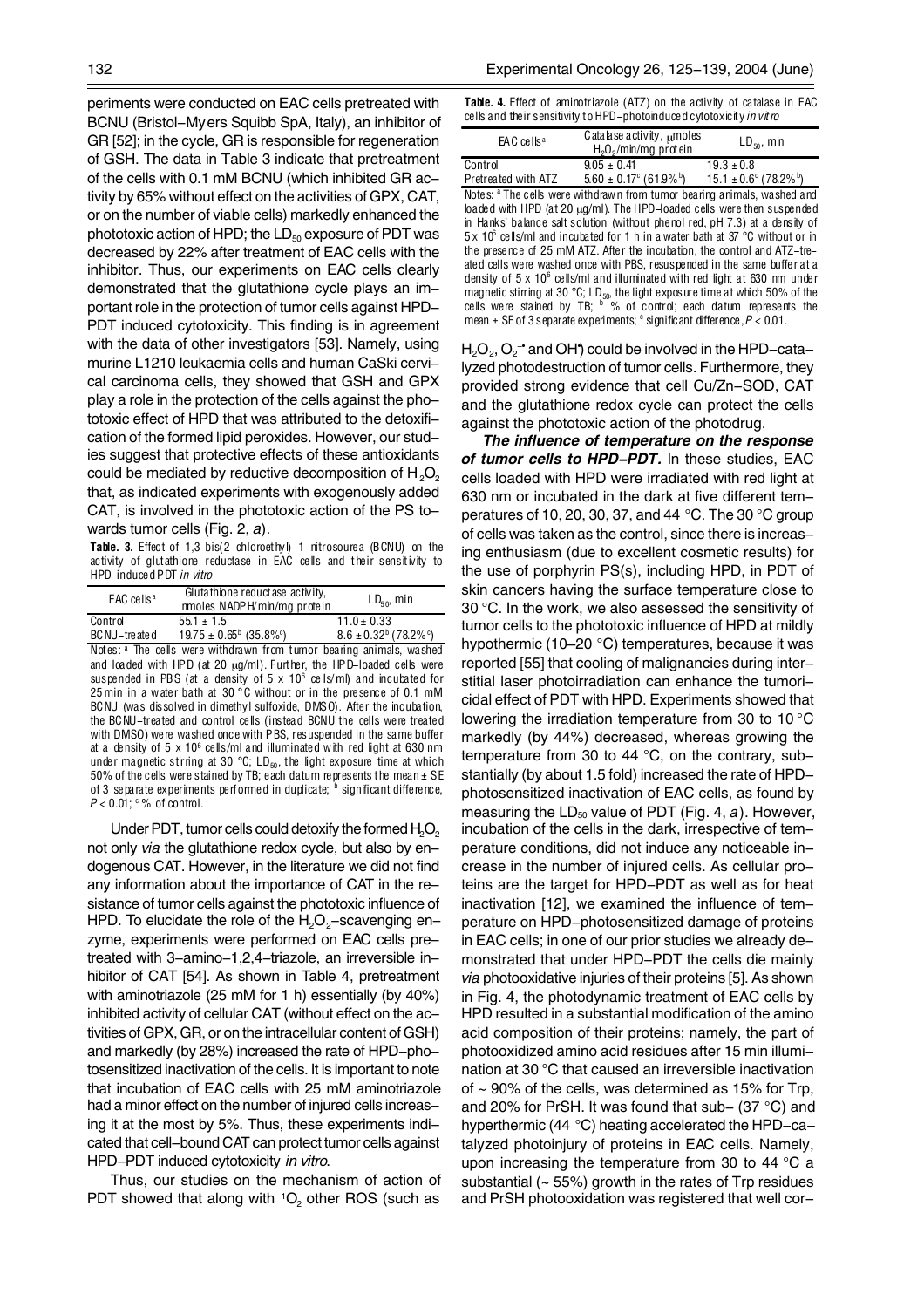periments were conducted on EAC cells pretreated with BCNU (Bristol–Myers Squibb SpA, Italy), an inhibitor of GR [52]; in the cycle, GR is responsible for regeneration of GSH. The data in Table 3 indicate that pretreatment of the cells with 0.1 mM BCNU (which inhibited GR activity by 65% without effect on the activities of GPX, CAT, or on the number of viable cells) markedly enhanced the phototoxic action of HPD; the $LD_{50}$ exposure of PDT was decreased by 22% after treatment of EAC cells with the inhibitor. Thus, our experiments on EAC cells clearly demonstrated that the glutathione cycle plays an important role in the protection of tumor cells against HPD–PDT induced cytotoxicity. This finding is in agreement with the data of other investigators [53]. Namely, using murine L1210 leukaemia cells and human CaSki cervical carcinoma cells, they showed that GSH and GPX play a role in the protection of the cells against the phototoxic effect of HPD that was attributed to the detoxification of the formed lipid peroxides. However, our studies suggest that protective effects of these antioxidants could be mediated by reductive decomposition of $H_2O_2$ that, as indicated experiments with exogenously added CAT, is involved in the phototoxic action of the PS towards tumor cells (Fig. 2, *a*).

**Table. 3.** Effect of 1,3–bis(2–chloroethyl)–1–nitrosourea (BCNU) on the activity of glutathione reductase in EAC cells and their sensitivity to HPD–induced PDT *in vitro*

| EAC cells[a] | Glutathione reductase activity, nmoles NADPH/min/mg protein | $LD_{50}$, min |
|---|---|---|
| Control | 55.1 ± 1.5 | 11.0 ± 0.33 |
| BCNU–treated | 19.75 ± 0.65[b] (35.8%[c]) | 8.6 ± 0.32[b] (78.2%[c]) |

Notes: [a] The cells were withdrawn from tumor bearing animals, washed and loaded with HPD (at 20 μg/ml). Further, the HPD–loaded cells were suspended in PBS (at a density of 5 x $10^6$ cells/ml) and incubated for 25 min in a water bath at 30 °C without or in the presence of 0.1 mM BCNU (was dissolved in dimethyl sulfoxide, DMSO). After the incubation, the BCNU–treated and control cells (instead BCNU the cells were treated with DMSO) were washed once with PBS, resuspended in the same buffer at a density of 5 x $10^6$ cells/ml and illuminated with red light at 630 nm under magnetic stirring at 30 °C; $LD_{50}$, the light exposure time at which 50% of the cells were stained by TB; each datum represents the mean ± SE of 3 separate experiments performed in duplicate; [b] significant difference, $P < 0.01$; [c] % of control.

Under PDT, tumor cells could detoxify the formed $H_2O_2$ not only *via* the glutathione redox cycle, but also by endogenous CAT. However, in the literature we did not find any information about the importance of CAT in the resistance of tumor cells against the phototoxic influence of HPD. To elucidate the role of the $H_2O_2$–scavenging enzyme, experiments were performed on EAC cells pretreated with 3–amino–1,2,4–triazole, an irreversible inhibitor of CAT [54]. As shown in Table 4, pretreatment with aminotriazole (25 mM for 1 h) essentially (by 40%) inhibited activity of cellular CAT (without effect on the activities of GPX, GR, or on the intracellular content of GSH) and markedly (by 28%) increased the rate of HPD–photosensitized inactivation of the cells. It is important to note that incubation of EAC cells with 25 mM aminotriazole had a minor effect on the number of injured cells increasing it at the most by 5%. Thus, these experiments indicated that cell–bound CAT can protect tumor cells against HPD–PDT induced cytotoxicity *in vitro*.

Thus, our studies on the mechanism of action of PDT showed that along with $^1O_2$ other ROS (such as

**Table. 4.** Effect of aminotriazole (ATZ) on the activity of catalase in EAC cells and their sensitivity to HPD–photoinduced cytotoxicity *in vitro*

| EAC cells[a] | Catalase activity, μmoles $H_2O_2$/min/mg protein | $LD_{50}$, min |
|---|---|---|
| Control | 9.05 ± 0.41 | 19.3 ± 0.8 |
| Pretreated with ATZ | 5.60 ± 0.17[c] (61.9%[b]) | 15.1 ± 0.6[c] (78.2%[b]) |

Notes: [a] The cells were withdrawn from tumor bearing animals, washed and loaded with HPD (at 20 μg/ml). The HPD–loaded cells were then suspended in Hanks' balance salt solution (without phenol red, pH 7.3) at a density of 5 x $10^6$ cells/ml and incubated for 1 h in a water bath at 37 °C without or in the presence of 25 mM ATZ. After the incubation, the control and ATZ–treated cells were washed once with PBS, resuspended in the same buffer at a density of 5 x $10^6$ cells/ml and illuminated with red light at 630 nm under magnetic stirring at 30 °C; $LD_{50}$, the light exposure time at which 50% of the cells were stained by TB; [b] % of control; each datum represents the mean ± SE of 3 separate experiments; [c] significant difference, $P < 0.01$.

$H_2O_2$, $O_2^{-\bullet}$ and $OH^\bullet$) could be involved in the HPD–catalyzed photodestruction of tumor cells. Furthermore, they provided strong evidence that cell Cu/Zn–SOD, CAT and the glutathione redox cycle can protect the cells against the phototoxic action of the photodrug.

***The influence of temperature on the response of tumor cells to HPD–PDT.*** In these studies, EAC cells loaded with HPD were irradiated with red light at 630 nm or incubated in the dark at five different temperatures of 10, 20, 30, 37, and 44 °C. The 30 °C group of cells was taken as the control, since there is increasing enthusiasm (due to excellent cosmetic results) for the use of porphyrin PS(s), including HPD, in PDT of skin cancers having the surface temperature close to 30 °C. In the work, we also assessed the sensitivity of tumor cells to the phototoxic influence of HPD at mildly hypothermic (10–20 °C) temperatures, because it was reported [55] that cooling of malignancies during interstitial laser photoirradiation can enhance the tumoricidal effect of PDT with HPD. Experiments showed that lowering the irradiation temperature from 30 to 10 °C markedly (by 44%) decreased, whereas growing the temperature from 30 to 44 °C, on the contrary, substantially (by about 1.5 fold) increased the rate of HPD–photosensitized inactivation of EAC cells, as found by measuring the $LD_{50}$ value of PDT (Fig. 4, *a*). However, incubation of the cells in the dark, irrespective of temperature conditions, did not induce any noticeable increase in the number of injured cells. As cellular proteins are the target for HPD–PDT as well as for heat inactivation [12], we examined the influence of temperature on HPD–photosensitized damage of proteins in EAC cells; in one of our prior studies we already demonstrated that under HPD–PDT the cells die mainly *via* photooxidative injuries of their proteins [5]. As shown in Fig. 4, the photodynamic treatment of EAC cells by HPD resulted in a substantial modification of the amino acid composition of their proteins; namely, the part of photooxidized amino acid residues after 15 min illumination at 30 °C that caused an irreversible inactivation of ~ 90% of the cells, was determined as 15% for Trp, and 20% for PrSH. It was found that sub– (37 °C) and hyperthermic (44 °C) heating accelerated the HPD–catalyzed photoinjury of proteins in EAC cells. Namely, upon increasing the temperature from 30 to 44 °C a substantial (~ 55%) growth in the rates of Trp residues and PrSH photooxidation was registered that well cor–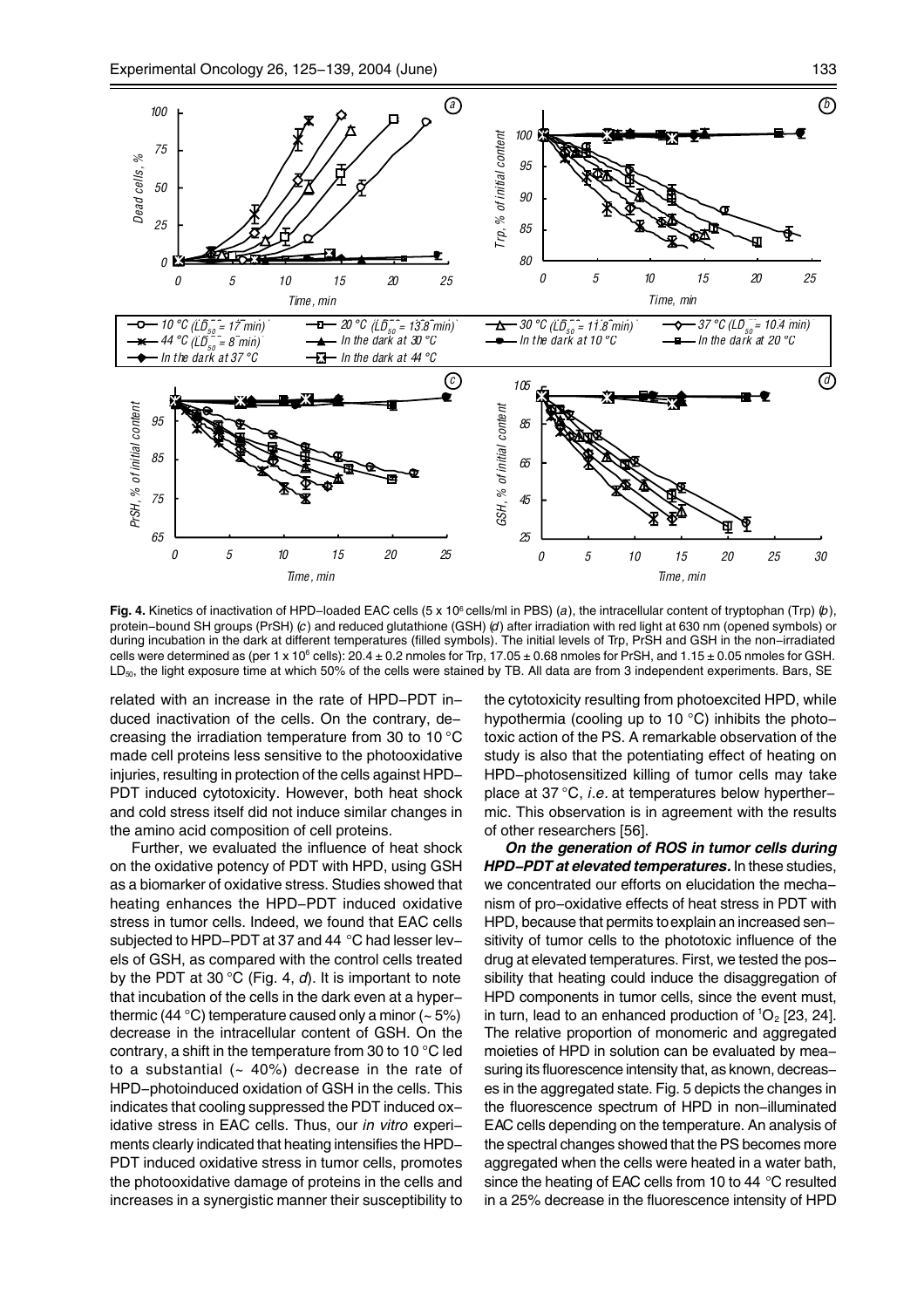**Fig. 4.** Kinetics of inactivation of HPD–loaded EAC cells (5 x $10^6$ cells/ml in PBS) (*a*), the intracellular content of tryptophan (Trp) (*b*), protein–bound SH groups (PrSH) (*c*) and reduced glutathione (GSH) (*d*) after irradiation with red light at 630 nm (opened symbols) or during incubation in the dark at different temperatures (filled symbols). The initial levels of Trp, PrSH and GSH in the non–irradiated cells were determined as (per 1 x $10^6$ cells): 20.4 ± 0.2 nmoles for Trp, 17.05 ± 0.68 nmoles for PrSH, and 1.15 ± 0.05 nmoles for GSH. $LD_{50}$, the light exposure time at which 50% of the cells were stained by TB. All data are from 3 independent experiments. Bars, SE

related with an increase in the rate of HPD–PDT induced inactivation of the cells. On the contrary, decreasing the irradiation temperature from 30 to 10 °C made cell proteins less sensitive to the photooxidative injuries, resulting in protection of the cells against HPD–PDT induced cytotoxicity. However, both heat shock and cold stress itself did not induce similar changes in the amino acid composition of cell proteins.

Further, we evaluated the influence of heat shock on the oxidative potency of PDT with HPD, using GSH as a biomarker of oxidative stress. Studies showed that heating enhances the HPD–PDT induced oxidative stress in tumor cells. Indeed, we found that EAC cells subjected to HPD–PDT at 37 and 44 °C had lesser levels of GSH, as compared with the control cells treated by the PDT at 30 °C (Fig. 4, *d*). It is important to note that incubation of the cells in the dark even at a hyperthermic (44 °C) temperature caused only a minor (~ 5%) decrease in the intracellular content of GSH. On the contrary, a shift in the temperature from 30 to 10 °C led to a substantial (~ 40%) decrease in the rate of HPD–photoinduced oxidation of GSH in the cells. This indicates that cooling suppressed the PDT induced oxidative stress in EAC cells. Thus, our *in vitro* experiments clearly indicated that heating intensifies the HPD–PDT induced oxidative stress in tumor cells, promotes the photooxidative damage of proteins in the cells and increases in a synergistic manner their susceptibility to the cytotoxicity resulting from photoexcited HPD, while hypothermia (cooling up to 10 °C) inhibits the phototoxic action of the PS. A remarkable observation of the study is also that the potentiating effect of heating on HPD–photosensitized killing of tumor cells may take place at 37 °C, *i.e.* at temperatures below hyperthermic. This observation is in agreement with the results of other researchers [56].

***On the generation of ROS in tumor cells during HPD–PDT at elevated temperatures.*** In these studies, we concentrated our efforts on elucidation the mechanism of pro–oxidative effects of heat stress in PDT with HPD, because that permits to explain an increased sensitivity of tumor cells to the phototoxic influence of the drug at elevated temperatures. First, we tested the possibility that heating could induce the disaggregation of HPD components in tumor cells, since the event must, in turn, lead to an enhanced production of $^1O_2$ [23, 24]. The relative proportion of monomeric and aggregated moieties of HPD in solution can be evaluated by measuring its fluorescence intensity that, as known, decreases in the aggregated state. Fig. 5 depicts the changes in the fluorescence spectrum of HPD in non–illuminated EAC cells depending on the temperature. An analysis of the spectral changes showed that the PS becomes more aggregated when the cells were heated in a water bath, since the heating of EAC cells from 10 to 44 °C resulted in a 25% decrease in the fluorescence intensity of HPD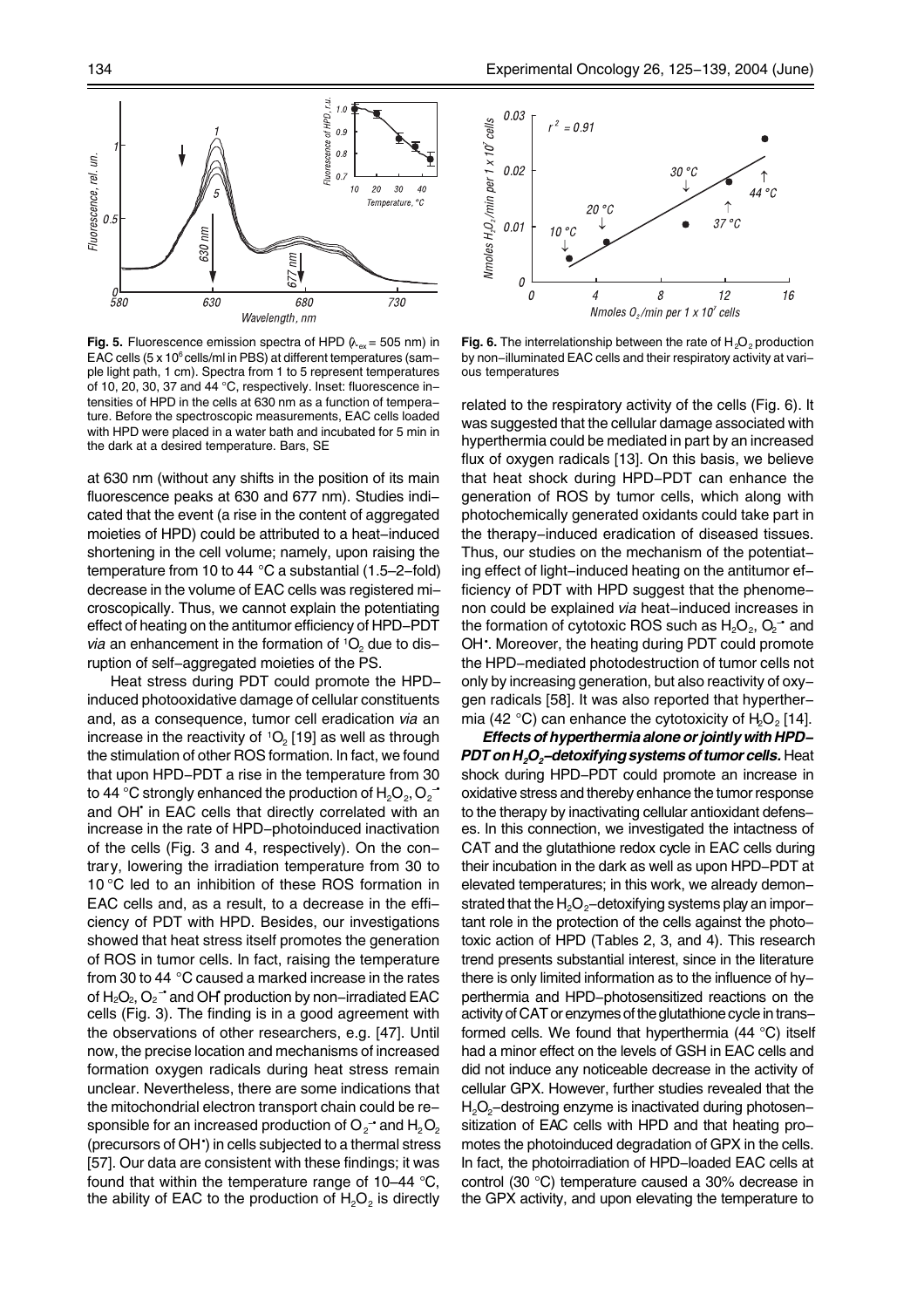**Fig. 5.** Fluorescence emission spectra of HPD ($\lambda_{ex}$ = 505 nm) in EAC cells (5 x $10^6$ cells/ml in PBS) at different temperatures (sample light path, 1 cm). Spectra from 1 to 5 represent temperatures of 10, 20, 30, 37 and 44 °C, respectively. Inset: fluorescence intensities of HPD in the cells at 630 nm as a function of temperature. Before the spectroscopic measurements, EAC cells loaded with HPD were placed in a water bath and incubated for 5 min in the dark at a desired temperature. Bars, SE

**Fig. 6.** The interrelationship between the rate of $H_2O_2$ production by non-illuminated EAC cells and their respiratory activity at various temperatures

at 630 nm (without any shifts in the position of its main fluorescence peaks at 630 and 677 nm). Studies indicated that the event (a rise in the content of aggregated moieties of HPD) could be attributed to a heat-induced shortening in the cell volume; namely, upon raising the temperature from 10 to 44 °C a substantial (1.5–2-fold) decrease in the volume of EAC cells was registered microscopically. Thus, we cannot explain the potentiating effect of heating on the antitumor efficiency of HPD-PDT *via* an enhancement in the formation of $^1O_2$ due to disruption of self-aggregated moieties of the PS.

Heat stress during PDT could promote the HPD-induced photooxidative damage of cellular constituents and, as a consequence, tumor cell eradication *via* an increase in the reactivity of $^1O_2$ [19] as well as through the stimulation of other ROS formation. In fact, we found that upon HPD-PDT a rise in the temperature from 30 to 44 °C strongly enhanced the production of $H_2O_2$, $O_2^{-\bullet}$ and $OH^{\bullet}$ in EAC cells that directly correlated with an increase in the rate of HPD-photoinduced inactivation of the cells (Fig. 3 and 4, respectively). On the contrary, lowering the irradiation temperature from 30 to 10 °C led to an inhibition of these ROS formation in EAC cells and, as a result, to a decrease in the efficiency of PDT with HPD. Besides, our investigations showed that heat stress itself promotes the generation of ROS in tumor cells. In fact, raising the temperature from 30 to 44 °C caused a marked increase in the rates of $H_2O_2$, $O_2^{-\bullet}$ and $OH^{\bullet}$ production by non-irradiated EAC cells (Fig. 3). The finding is in a good agreement with the observations of other researchers, e.g. [47]. Until now, the precise location and mechanisms of increased formation oxygen radicals during heat stress remain unclear. Nevertheless, there are some indications that the mitochondrial electron transport chain could be responsible for an increased production of $O_2^{-\bullet}$ and $H_2O_2$ (precursors of $OH^{\bullet}$) in cells subjected to a thermal stress [57]. Our data are consistent with these findings; it was found that within the temperature range of 10–44 °C, the ability of EAC to the production of $H_2O_2$ is directly related to the respiratory activity of the cells (Fig. 6). It was suggested that the cellular damage associated with hyperthermia could be mediated in part by an increased flux of oxygen radicals [13]. On this basis, we believe that heat shock during HPD-PDT can enhance the generation of ROS by tumor cells, which along with photochemically generated oxidants could take part in the therapy-induced eradication of diseased tissues. Thus, our studies on the mechanism of the potentiating effect of light-induced heating on the antitumor efficiency of PDT with HPD suggest that the phenomenon could be explained *via* heat-induced increases in the formation of cytotoxic ROS such as $H_2O_2$, $O_2^{-\bullet}$ and $OH^{\bullet}$. Moreover, the heating during PDT could promote the HPD-mediated photodestruction of tumor cells not only by increasing generation, but also reactivity of oxygen radicals [58]. It was also reported that hyperthermia (42 °C) can enhance the cytotoxicity of $H_2O_2$ [14].

***Effects of hyperthermia alone or jointly with HPD-PDT on $H_2O_2$-detoxifying systems of tumor cells.*** Heat shock during HPD-PDT could promote an increase in oxidative stress and thereby enhance the tumor response to the therapy by inactivating cellular antioxidant defenses. In this connection, we investigated the intactness of CAT and the glutathione redox cycle in EAC cells during their incubation in the dark as well as upon HPD-PDT at elevated temperatures; in this work, we already demonstrated that the $H_2O_2$-detoxifying systems play an important role in the protection of the cells against the phototoxic action of HPD (Tables 2, 3, and 4). This research trend presents substantial interest, since in the literature there is only limited information as to the influence of hyperthermia and HPD-photosensitized reactions on the activity of CAT or enzymes of the glutathione cycle in transformed cells. We found that hyperthermia (44 °C) itself had a minor effect on the levels of GSH in EAC cells and did not induce any noticeable decrease in the activity of cellular GPX. However, further studies revealed that the $H_2O_2$-destroing enzyme is inactivated during photosensitization of EAC cells with HPD and that heating promotes the photoinduced degradation of GPX in the cells. In fact, the photoirradiation of HPD-loaded EAC cells at control (30 °C) temperature caused a 30% decrease in the GPX activity, and upon elevating the temperature to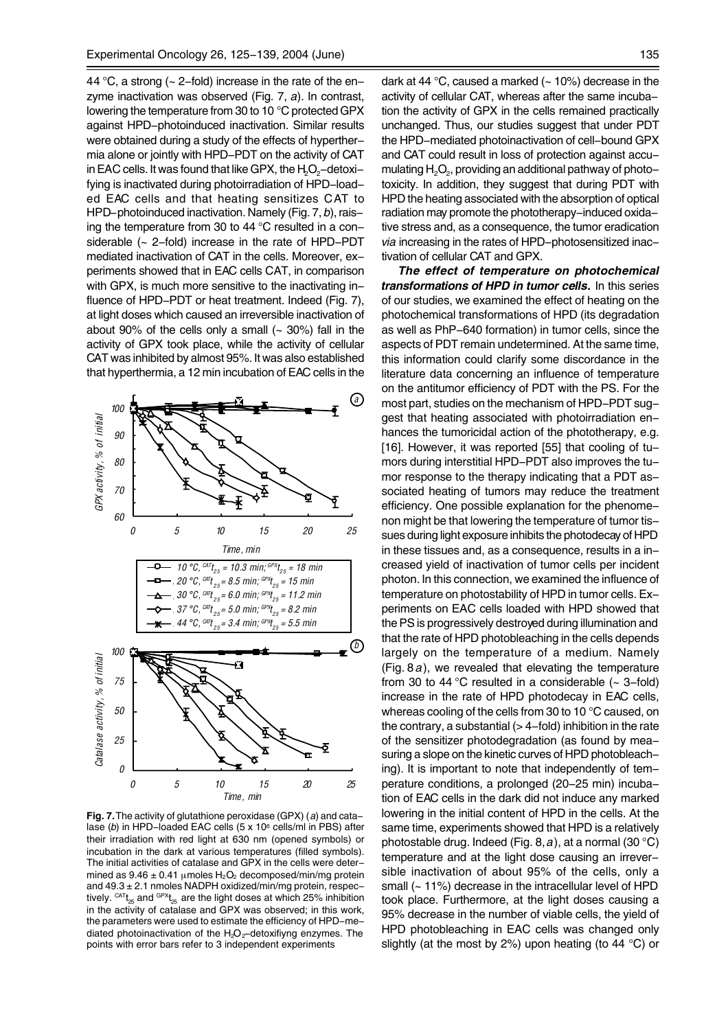44 °C, a strong (~ 2–fold) increase in the rate of the enzyme inactivation was observed (Fig. 7, *a*). In contrast, lowering the temperature from 30 to 10 °C protected GPX against HPD–photoinduced inactivation. Similar results were obtained during a study of the effects of hyperthermia alone or jointly with HPD–PDT on the activity of CAT in EAC cells. It was found that like GPX, the $H_2O_2$–detoxifying is inactivated during photoirradiation of HPD–loaded EAC cells and that heating sensitizes CAT to HPD–photoinduced inactivation. Namely (Fig. 7, *b*), raising the temperature from 30 to 44 °C resulted in a considerable (~ 2–fold) increase in the rate of HPD–PDT mediated inactivation of CAT in the cells. Moreover, experiments showed that in EAC cells CAT, in comparison with GPX, is much more sensitive to the inactivating influence of HPD–PDT or heat treatment. Indeed (Fig. 7), at light doses which caused an irreversible inactivation of about 90% of the cells only a small (~ 30%) fall in the activity of GPX took place, while the activity of cellular CAT was inhibited by almost 95%. It was also established that hyperthermia, a 12 min incubation of EAC cells in the dark at 44 °C, caused a marked (~ 10%) decrease in the activity of cellular CAT, whereas after the same incubation the activity of GPX in the cells remained practically unchanged. Thus, our studies suggest that under PDT the HPD–mediated photoinactivation of cell–bound GPX and CAT could result in loss of protection against accumulating $H_2O_2$, providing an additional pathway of phototoxicity. In addition, they suggest that during PDT with HPD the heating associated with the absorption of optical radiation may promote the phototherapy–induced oxidative stress and, as a consequence, the tumor eradication *via* increasing in the rates of HPD–photosensitized inactivation of cellular CAT and GPX.

10 °C, $^{CAT}t_{25}$ = 10.3 min; $^{GPX}t_{25}$ = 18 min
20 °C, $^{CAT}t_{25}$ = 8.5 min; $^{GPX}t_{25}$ = 15 min
30 °C, $^{CAT}t_{25}$ = 6.0 min; $^{GPX}t_{25}$ = 11.2 min
37 °C, $^{CAT}t_{25}$ = 5.0 min; $^{GPX}t_{25}$ = 8.2 min
44 °C, $^{CAT}t_{25}$ = 3.4 min; $^{GPX}t_{25}$ = 5.5 min

**Fig. 7.** The activity of glutathione peroxidase (GPX) (*a*) and catalase (*b*) in HPD–loaded EAC cells (5 x $10^6$ cells/ml in PBS) after their irradiation with red light at 630 nm (opened symbols) or incubation in the dark at various temperatures (filled symbols). The initial activities of catalase and GPX in the cells were determined as 9.46 ± 0.41 μmoles $H_2O_2$ decomposed/min/mg protein and 49.3 ± 2.1 nmoles NADPH oxidized/min/mg protein, respectively. $^{CAT}t_{25}$ and $^{GPX}t_{25}$ are the light doses at which 25% inhibition in the activity of catalase and GPX was observed; in this work, the parameters were used to estimate the efficiency of HPD–mediated photoinactivation of the $H_2O_2$–detoxifiyng enzymes. The points with error bars refer to 3 independent experiments

***The effect of temperature on photochemical transformations of HPD in tumor cells.*** In this series of our studies, we examined the effect of heating on the photochemical transformations of HPD (its degradation as well as PhP–640 formation) in tumor cells, since the aspects of PDT remain undetermined. At the same time, this information could clarify some discordance in the literature data concerning an influence of temperature on the antitumor efficiency of PDT with the PS. For the most part, studies on the mechanism of HPD–PDT suggest that heating associated with photoirradiation enhances the tumoricidal action of the phototherapy, e.g. [16]. However, it was reported [55] that cooling of tumors during interstitial HPD–PDT also improves the tumor response to the therapy indicating that a PDT associated heating of tumors may reduce the treatment efficiency. One possible explanation for the phenomenon might be that lowering the temperature of tumor tissues during light exposure inhibits the photodecay of HPD in these tissues and, as a consequence, results in a increased yield of inactivation of tumor cells per incident photon. In this connection, we examined the influence of temperature on photostability of HPD in tumor cells. Experiments on EAC cells loaded with HPD showed that the PS is progressively destroyed during illumination and that the rate of HPD photobleaching in the cells depends largely on the temperature of a medium. Namely (Fig. 8 *a*), we revealed that elevating the temperature from 30 to 44 °C resulted in a considerable (~ 3–fold) increase in the rate of HPD photodecay in EAC cells, whereas cooling of the cells from 30 to 10 °C caused, on the contrary, a substantial (> 4–fold) inhibition in the rate of the sensitizer photodegradation (as found by measuring a slope on the kinetic curves of HPD photobleaching). It is important to note that independently of temperature conditions, a prolonged (20–25 min) incubation of EAC cells in the dark did not induce any marked lowering in the initial content of HPD in the cells. At the same time, experiments showed that HPD is a relatively photostable drug. Indeed (Fig. 8, *a*), at a normal (30 °C) temperature and at the light dose causing an irreversible inactivation of about 95% of the cells, only a small (~ 11%) decrease in the intracellular level of HPD took place. Furthermore, at the light doses causing a 95% decrease in the number of viable cells, the yield of HPD photobleaching in EAC cells was changed only slightly (at the most by 2%) upon heating (to 44 °C) or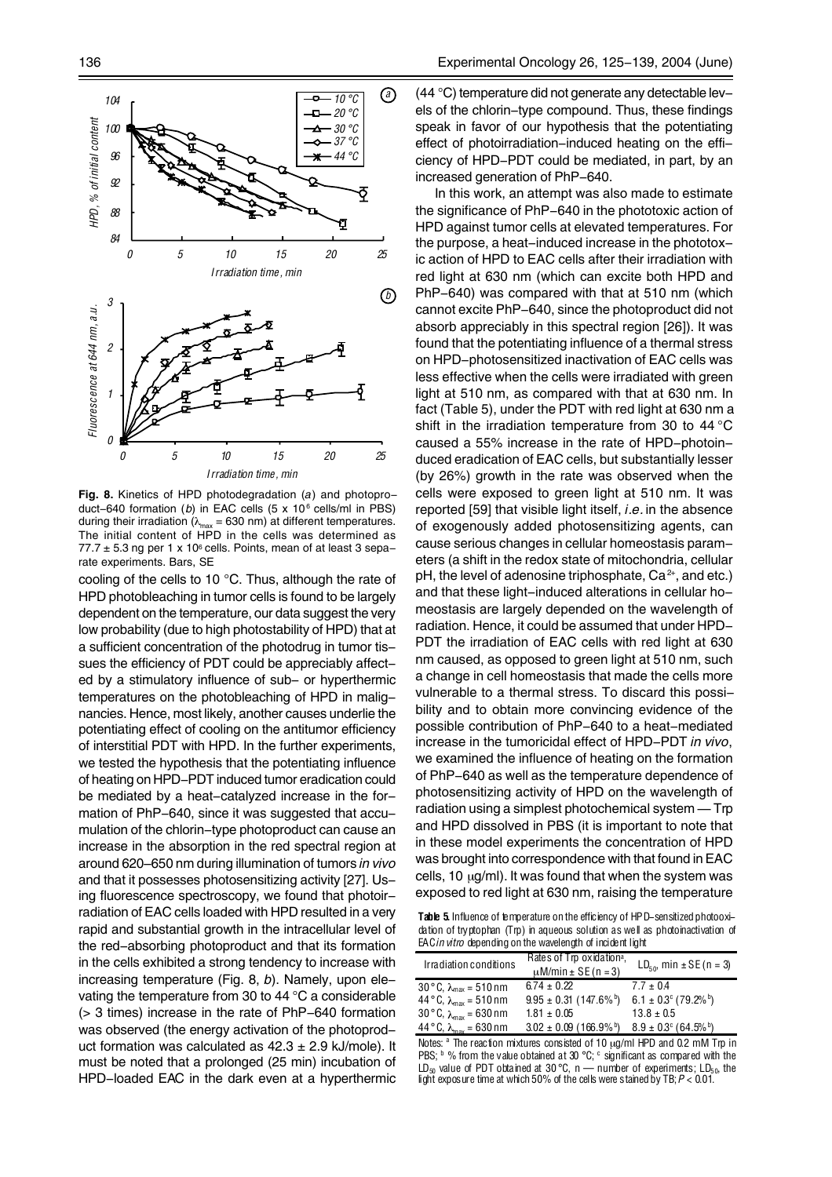**Fig. 8.** Kinetics of HPD photodegradation (*a*) and photoproduct–640 formation (*b*) in EAC cells (5 x $10^6$ cells/ml in PBS) during their irradiation ($\lambda_{max}$ = 630 nm) at different temperatures. The initial content of HPD in the cells was determined as 77.7 ± 5.3 ng per 1 x $10^6$ cells. Points, mean of at least 3 separate experiments. Bars, SE

cooling of the cells to 10 °C. Thus, although the rate of HPD photobleaching in tumor cells is found to be largely dependent on the temperature, our data suggest the very low probability (due to high photostability of HPD) that at a sufficient concentration of the photodrug in tumor tissues the efficiency of PDT could be appreciably affected by a stimulatory influence of sub– or hyperthermic temperatures on the photobleaching of HPD in malignancies. Hence, most likely, another causes underlie the potentiating effect of cooling on the antitumor efficiency of interstitial PDT with HPD. In the further experiments, we tested the hypothesis that the potentiating influence of heating on HPD–PDT induced tumor eradication could be mediated by a heat–catalyzed increase in the formation of PhP–640, since it was suggested that accumulation of the chlorin–type photoproduct can cause an increase in the absorption in the red spectral region at around 620–650 nm during illumination of tumors *in vivo* and that it possesses photosensitizing activity [27]. Using fluorescence spectroscopy, we found that photoirradiation of EAC cells loaded with HPD resulted in a very rapid and substantial growth in the intracellular level of the red–absorbing photoproduct and that its formation in the cells exhibited a strong tendency to increase with increasing temperature (Fig. 8, *b*). Namely, upon elevating the temperature from 30 to 44 °C a considerable (> 3 times) increase in the rate of PhP–640 formation was observed (the energy activation of the photoproduct formation was calculated as 42.3 ± 2.9 kJ/mole). It must be noted that a prolonged (25 min) incubation of HPD–loaded EAC in the dark even at a hyperthermic (44 °C) temperature did not generate any detectable levels of the chlorin–type compound. Thus, these findings speak in favor of our hypothesis that the potentiating effect of photoirradiation–induced heating on the efficiency of HPD–PDT could be mediated, in part, by an increased generation of PhP–640.

In this work, an attempt was also made to estimate the significance of PhP–640 in the phototoxic action of HPD against tumor cells at elevated temperatures. For the purpose, a heat–induced increase in the phototoxic action of HPD to EAC cells after their irradiation with red light at 630 nm (which can excite both HPD and PhP–640) was compared with that at 510 nm (which cannot excite PhP–640, since the photoproduct did not absorb appreciably in this spectral region [26]). It was found that the potentiating influence of a thermal stress on HPD–photosensitized inactivation of EAC cells was less effective when the cells were irradiated with green light at 510 nm, as compared with that at 630 nm. In fact (Table 5), under the PDT with red light at 630 nm a shift in the irradiation temperature from 30 to 44 °C caused a 55% increase in the rate of HPD–photoinduced eradication of EAC cells, but substantially lesser (by 26%) growth in the rate was observed when the cells were exposed to green light at 510 nm. It was reported [59] that visible light itself, *i.e.* in the absence of exogenously added photosensitizing agents, can cause serious changes in cellular homeostasis parameters (a shift in the redox state of mitochondria, cellular pH, the level of adenosine triphosphate, $Ca^{2+}$, and etc.) and that these light–induced alterations in cellular homeostasis are largely depended on the wavelength of radiation. Hence, it could be assumed that under HPD–PDT the irradiation of EAC cells with red light at 630 nm caused, as opposed to green light at 510 nm, such a change in cell homeostasis that made the cells more vulnerable to a thermal stress. To discard this possibility and to obtain more convincing evidence of the possible contribution of PhP–640 to a heat–mediated increase in the tumoricidal effect of HPD–PDT *in vivo*, we examined the influence of heating on the formation of PhP–640 as well as the temperature dependence of photosensitizing activity of HPD on the wavelength of radiation using a simplest photochemical system — Trp and HPD dissolved in PBS (it is important to note that in these model experiments the concentration of HPD was brought into correspondence with that found in EAC cells, 10 μg/ml). It was found that when the system was exposed to red light at 630 nm, raising the temperature

**Table 5.** Influence of temperature on the efficiency of HPD–sensitized photooxidation of tryptophan (Trp) in aqueous solution as well as photoinactivation of EAC *in vitro* depending on the wavelength of incident light

| Irradiation conditions | Rates of Trp oxidation[a], μM/min ± SE (n = 3) | $LD_{50}$, min ± SE (n = 3) |
|---|---|---|
| 30 °C, $\lambda_{max}$ = 510 nm | 6.74 ± 0.22 | 7.7 ± 0.4 |
| 44 °C, $\lambda_{max}$ = 510 nm | 9.95 ± 0.31 (147.6%[b]) | 6.1 ± 0.3[c] (79.2%[b]) |
| 30 °C, $\lambda_{max}$ = 630 nm | 1.81 ± 0.05 | 13.8 ± 0.5 |
| 44 °C, $\lambda_{max}$ = 630 nm | 3.02 ± 0.09 (166.9%[b]) | 8.9 ± 0.3[c] (64.5%[b]) |

Notes: [a] The reaction mixtures consisted of 10 μg/ml HPD and 0.2 mM Trp in PBS; [b] % from the value obtained at 30 °C; [c] significant as compared with the $LD_{50}$ value of PDT obtained at 30 °C, n — number of experiments; $LD_{50}$, the light exposure time at which 50% of the cells were stained by TB; $P < 0.01$.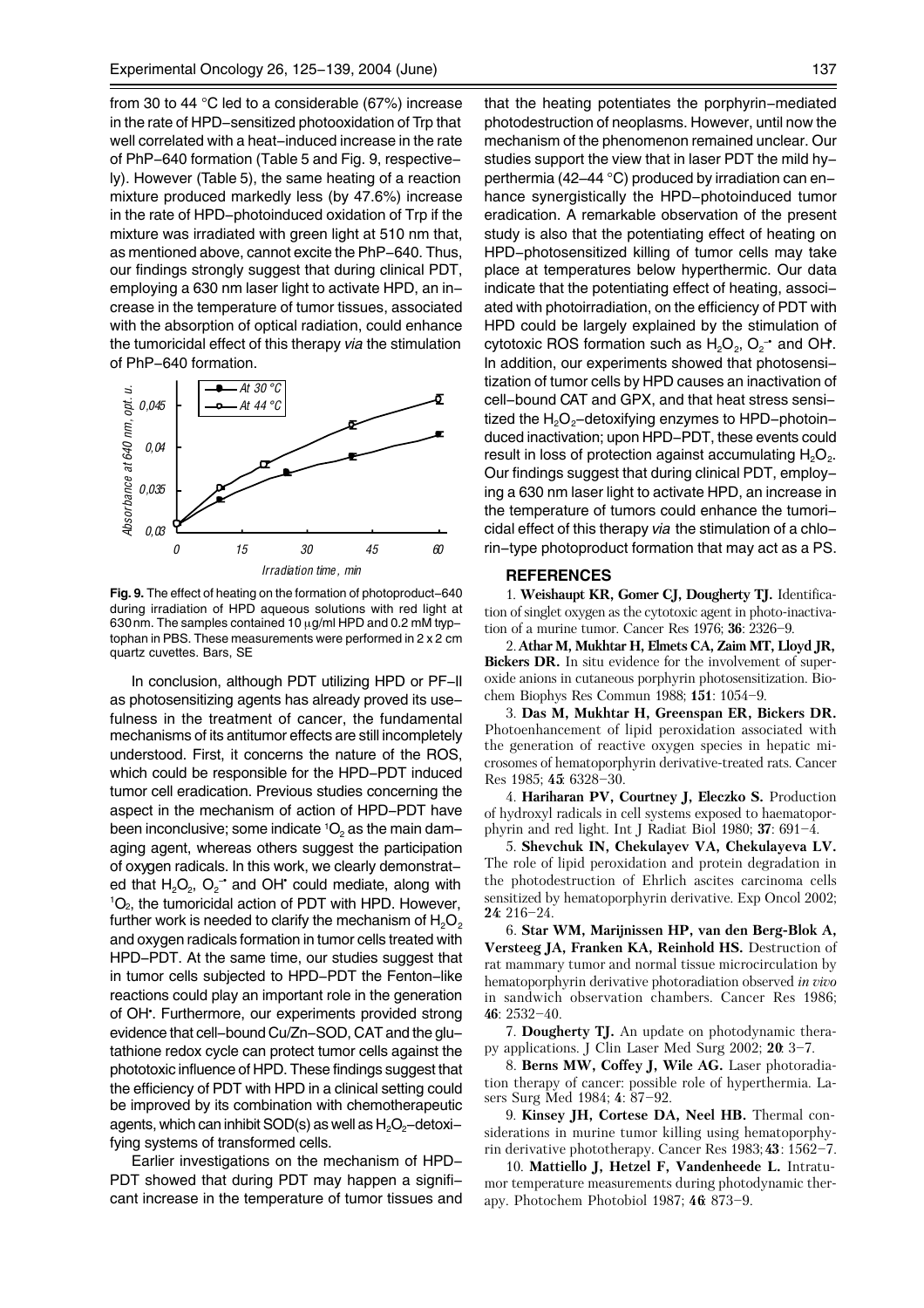from 30 to 44 °C led to a considerable (67%) increase in the rate of HPD–sensitized photooxidation of Trp that well correlated with a heat–induced increase in the rate of PhP–640 formation (Table 5 and Fig. 9, respectively). However (Table 5), the same heating of a reaction mixture produced markedly less (by 47.6%) increase in the rate of HPD–photoinduced oxidation of Trp if the mixture was irradiated with green light at 510 nm that, as mentioned above, cannot excite the PhP–640. Thus, our findings strongly suggest that during clinical PDT, employing a 630 nm laser light to activate HPD, an increase in the temperature of tumor tissues, associated with the absorption of optical radiation, could enhance the tumoricidal effect of this therapy *via* the stimulation of PhP–640 formation.

**Fig. 9.** The effect of heating on the formation of photoproduct–640 during irradiation of HPD aqueous solutions with red light at 630 nm. The samples contained 10 μg/ml HPD and 0.2 mM tryptophan in PBS. These measurements were performed in 2 x 2 cm quartz cuvettes. Bars, SE

In conclusion, although PDT utilizing HPD or PF–II as photosensitizing agents has already proved its usefulness in the treatment of cancer, the fundamental mechanisms of its antitumor effects are still incompletely understood. First, it concerns the nature of the ROS, which could be responsible for the HPD–PDT induced tumor cell eradication. Previous studies concerning the aspect in the mechanism of action of HPD–PDT have been inconclusive; some indicate $^1O_2$ as the main damaging agent, whereas others suggest the participation of oxygen radicals. In this work, we clearly demonstrated that $H_2O_2$, $O_2^{\bullet-}$ and $OH^{\bullet}$ could mediate, along with $^1O_2$, the tumoricidal action of PDT with HPD. However, further work is needed to clarify the mechanism of $H_2O_2$ and oxygen radicals formation in tumor cells treated with HPD–PDT. At the same time, our studies suggest that in tumor cells subjected to HPD–PDT the Fenton–like reactions could play an important role in the generation of $OH^{\bullet}$. Furthermore, our experiments provided strong evidence that cell–bound Cu/Zn–SOD, CAT and the glutathione redox cycle can protect tumor cells against the phototoxic influence of HPD. These findings suggest that the efficiency of PDT with HPD in a clinical setting could be improved by its combination with chemotherapeutic agents, which can inhibit SOD(s) as well as $H_2O_2$–detoxifying systems of transformed cells.

Earlier investigations on the mechanism of HPD–PDT showed that during PDT may happen a significant increase in the temperature of tumor tissues and that the heating potentiates the porphyrin–mediated photodestruction of neoplasms. However, until now the mechanism of the phenomenon remained unclear. Our studies support the view that in laser PDT the mild hyperthermia (42–44 °C) produced by irradiation can enhance synergistically the HPD–photoinduced tumor eradication. A remarkable observation of the present study is also that the potentiating effect of heating on HPD–photosensitized killing of tumor cells may take place at temperatures below hyperthermic. Our data indicate that the potentiating effect of heating, associated with photoirradiation, on the efficiency of PDT with HPD could be largely explained by the stimulation of cytotoxic ROS formation such as $H_2O_2$, $O_2^{\bullet-}$ and $OH^{\bullet}$. In addition, our experiments showed that photosensitization of tumor cells by HPD causes an inactivation of cell–bound CAT and GPX, and that heat stress sensitized the $H_2O_2$–detoxifying enzymes to HPD–photoinduced inactivation; upon HPD–PDT, these events could result in loss of protection against accumulating $H_2O_2$. Our findings suggest that during clinical PDT, employing a 630 nm laser light to activate HPD, an increase in the temperature of tumors could enhance the tumoricidal effect of this therapy *via* the stimulation of a chlorin–type photoproduct formation that may act as a PS.

## REFERENCES

1. **Weishaupt KR, Gomer CJ, Dougherty TJ.** Identification of singlet oxygen as the cytotoxic agent in photo-inactivation of a murine tumor. Cancer Res 1976; **36**: 2326–9.

2. **Athar M, Mukhtar H, Elmets CA, Zaim MT, Lloyd JR, Bickers DR.** In situ evidence for the involvement of superoxide anions in cutaneous porphyrin photosensitization. Biochem Biophys Res Commun 1988; **151**: 1054–9.

3. **Das M, Mukhtar H, Greenspan ER, Bickers DR.** Photoenhancement of lipid peroxidation associated with the generation of reactive oxygen species in hepatic microsomes of hematoporphyrin derivative-treated rats. Cancer Res 1985; **45**: 6328–30.

4. **Hariharan PV, Courtney J, Eleczko S.** Production of hydroxyl radicals in cell systems exposed to haematoporphyrin and red light. Int J Radiat Biol 1980; **37**: 691–4.

5. **Shevchuk IN, Chekulayev VA, Chekulayeva LV.** The role of lipid peroxidation and protein degradation in the photodestruction of Ehrlich ascites carcinoma cells sensitized by hematoporphyrin derivative. Exp Oncol 2002; **24**: 216–24.

6. **Star WM, Marijnissen HP, van den Berg-Blok A, Versteeg JA, Franken KA, Reinhold HS.** Destruction of rat mammary tumor and normal tissue microcirculation by hematoporphyrin derivative photoradiation observed *in vivo* in sandwich observation chambers. Cancer Res 1986; **46**: 2532–40.

7. **Dougherty TJ.** An update on photodynamic therapy applications. J Clin Laser Med Surg 2002; **20**: 3–7.

8. **Berns MW, Coffey J, Wile AG.** Laser photoradiation therapy of cancer: possible role of hyperthermia. Lasers Surg Med 1984; **4**: 87–92.

9. **Kinsey JH, Cortese DA, Neel HB.** Thermal considerations in murine tumor killing using hematoporphyrin derivative phototherapy. Cancer Res 1983; **43**: 1562–7.

10. **Mattiello J, Hetzel F, Vandenheede L.** Intratumor temperature measurements during photodynamic therapy. Photochem Photobiol 1987; **46**: 873–9.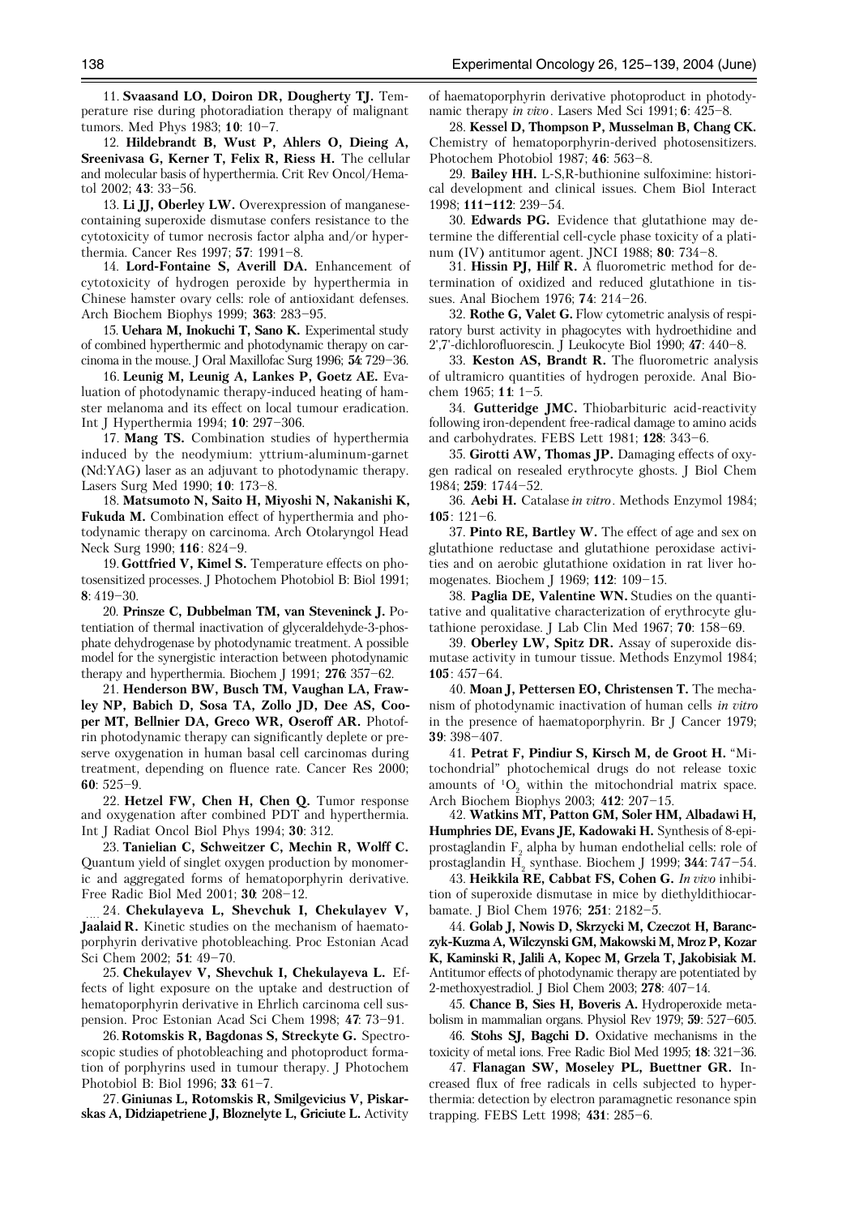11. **Svaasand LO, Doiron DR, Dougherty TJ.** Temperature rise during photoradiation therapy of malignant tumors. Med Phys 1983; **10**: 10–7.

12. **Hildebrandt B, Wust P, Ahlers O, Dieing A, Sreenivasa G, Kerner T, Felix R, Riess H.** The cellular and molecular basis of hyperthermia. Crit Rev Oncol/Hematol 2002; **43**: 33–56.

13. **Li JJ, Oberley LW.** Overexpression of manganese-containing superoxide dismutase confers resistance to the cytotoxicity of tumor necrosis factor alpha and/or hyperthermia. Cancer Res 1997; **57**: 1991–8.

14. **Lord-Fontaine S, Averill DA.** Enhancement of cytotoxicity of hydrogen peroxide by hyperthermia in Chinese hamster ovary cells: role of antioxidant defenses. Arch Biochem Biophys 1999; **363**: 283–95.

15. **Uehara M, Inokuchi T, Sano K.** Experimental study of combined hyperthermic and photodynamic therapy on carcinoma in the mouse. J Oral Maxillofac Surg 1996; **54**: 729–36.

16. **Leunig M, Leunig A, Lankes P, Goetz AE.** Evaluation of photodynamic therapy-induced heating of hamster melanoma and its effect on local tumour eradication. Int J Hyperthermia 1994; **10**: 297–306.

17. **Mang TS.** Combination studies of hyperthermia induced by the neodymium: yttrium-aluminum-garnet (Nd:YAG) laser as an adjuvant to photodynamic therapy. Lasers Surg Med 1990; **10**: 173–8.

18. **Matsumoto N, Saito H, Miyoshi N, Nakanishi K, Fukuda M.** Combination effect of hyperthermia and photodynamic therapy on carcinoma. Arch Otolaryngol Head Neck Surg 1990; **116**: 824–9.

19. **Gottfried V, Kimel S.** Temperature effects on photosensitized processes. J Photochem Photobiol B: Biol 1991; **8**: 419–30.

20. **Prinsze C, Dubbelman TM, van Steveninck J.** Potentiation of thermal inactivation of glyceraldehyde-3-phosphate dehydrogenase by photodynamic treatment. A possible model for the synergistic interaction between photodynamic therapy and hyperthermia. Biochem J 1991; **276**: 357–62.

21. **Henderson BW, Busch TM, Vaughan LA, Frawley NP, Babich D, Sosa TA, Zollo JD, Dee AS, Cooper MT, Bellnier DA, Greco WR, Oseroff AR.** Photofrin photodynamic therapy can significantly deplete or preserve oxygenation in human basal cell carcinomas during treatment, depending on fluence rate. Cancer Res 2000; **60**: 525–9.

22. **Hetzel FW, Chen H, Chen Q.** Tumor response and oxygenation after combined PDT and hyperthermia. Int J Radiat Oncol Biol Phys 1994; **30**: 312.

23. **Tanielian C, Schweitzer C, Mechin R, Wolff C.** Quantum yield of singlet oxygen production by monomeric and aggregated forms of hematoporphyrin derivative. Free Radic Biol Med 2001; **30**: 208–12.

24. **Chekulayeva L, Shevchuk I, Chekulayev V, Jaalaid R.** Kinetic studies on the mechanism of haematoporphyrin derivative photobleaching. Proc Estonian Acad Sci Chem 2002; **51**: 49–70.

25. **Chekulayev V, Shevchuk I, Chekulayeva L.** Effects of light exposure on the uptake and destruction of hematoporphyrin derivative in Ehrlich carcinoma cell suspension. Proc Estonian Acad Sci Chem 1998; **47**: 73–91.

26. **Rotomskis R, Bagdonas S, Streckyte G.** Spectroscopic studies of photobleaching and photoproduct formation of porphyrins used in tumour therapy. J Photochem Photobiol B: Biol 1996; **33**: 61–7.

27. **Giniunas L, Rotomskis R, Smilgevicius V, Piskarskas A, Didziapetriene J, Bloznelyte L, Griciute L.** Activity of haematoporphyrin derivative photoproduct in photodynamic therapy *in vivo*. Lasers Med Sci 1991; **6**: 425–8.

28. **Kessel D, Thompson P, Musselman B, Chang CK.** Chemistry of hematoporphyrin-derived photosensitizers. Photochem Photobiol 1987; **46**: 563–8.

29. **Bailey HH.** L-S,R-buthionine sulfoximine: historical development and clinical issues. Chem Biol Interact 1998; **111–112**: 239–54.

30. **Edwards PG.** Evidence that glutathione may determine the differential cell-cycle phase toxicity of a platinum (IV) antitumor agent. JNCI 1988; **80**: 734–8.

31. **Hissin PJ, Hilf R.** A fluorometric method for determination of oxidized and reduced glutathione in tissues. Anal Biochem 1976; **74**: 214–26.

32. **Rothe G, Valet G.** Flow cytometric analysis of respiratory burst activity in phagocytes with hydroethidine and 2',7'-dichlorofluorescin. J Leukocyte Biol 1990; **47**: 440–8.

33. **Keston AS, Brandt R.** The fluorometric analysis of ultramicro quantities of hydrogen peroxide. Anal Biochem 1965; **11**: 1–5.

34. **Gutteridge JMC.** Thiobarbituric acid-reactivity following iron-dependent free-radical damage to amino acids and carbohydrates. FEBS Lett 1981; **128**: 343–6.

35. **Girotti AW, Thomas JP.** Damaging effects of oxygen radical on resealed erythrocyte ghosts. J Biol Chem 1984; **259**: 1744–52.

36. **Aebi H.** Catalase *in vitro*. Methods Enzymol 1984; **105**: 121–6.

37. **Pinto RE, Bartley W.** The effect of age and sex on glutathione reductase and glutathione peroxidase activities and on aerobic glutathione oxidation in rat liver homogenates. Biochem J 1969; **112**: 109–15.

38. **Paglia DE, Valentine WN.** Studies on the quantitative and qualitative characterization of erythrocyte glutathione peroxidase. J Lab Clin Med 1967; **70**: 158–69.

39. **Oberley LW, Spitz DR.** Assay of superoxide dismutase activity in tumour tissue. Methods Enzymol 1984; **105**: 457–64.

40. **Moan J, Pettersen EO, Christensen T.** The mechanism of photodynamic inactivation of human cells *in vitro* in the presence of haematoporphyrin. Br J Cancer 1979; **39**: 398–407.

41. **Petrat F, Pindiur S, Kirsch M, de Groot H.** "Mitochondrial" photochemical drugs do not release toxic amounts of $^1O_2$ within the mitochondrial matrix space. Arch Biochem Biophys 2003; **412**: 207–15.

42. **Watkins MT, Patton GM, Soler HM, Albadawi H, Humphries DE, Evans JE, Kadowaki H.** Synthesis of 8-epi-prostaglandin $F_2$ alpha by human endothelial cells: role of prostaglandin $H_2$ synthase. Biochem J 1999; **344**: 747–54.

43. **Heikkila RE, Cabbat FS, Cohen G.** *In vivo* inhibition of superoxide dismutase in mice by diethyldithiocarbamate. J Biol Chem 1976; **251**: 2182–5.

44. **Golab J, Nowis D, Skrzycki M, Czeczot H, Baranczyk-Kuzma A, Wilczynski GM, Makowski M, Mroz P, Kozar K, Kaminski R, Jalili A, Kopec M, Grzela T, Jakobisiak M.** Antitumor effects of photodynamic therapy are potentiated by 2-methoxyestradiol. J Biol Chem 2003; **278**: 407–14.

45. **Chance B, Sies H, Boveris A.** Hydroperoxide metabolism in mammalian organs. Physiol Rev 1979; **59**: 527–605.

46. **Stohs SJ, Bagchi D.** Oxidative mechanisms in the toxicity of metal ions. Free Radic Biol Med 1995; **18**: 321–36.

47. **Flanagan SW, Moseley PL, Buettner GR.** Increased flux of free radicals in cells subjected to hyperthermia: detection by electron paramagnetic resonance spin trapping. FEBS Lett 1998; **431**: 285–6.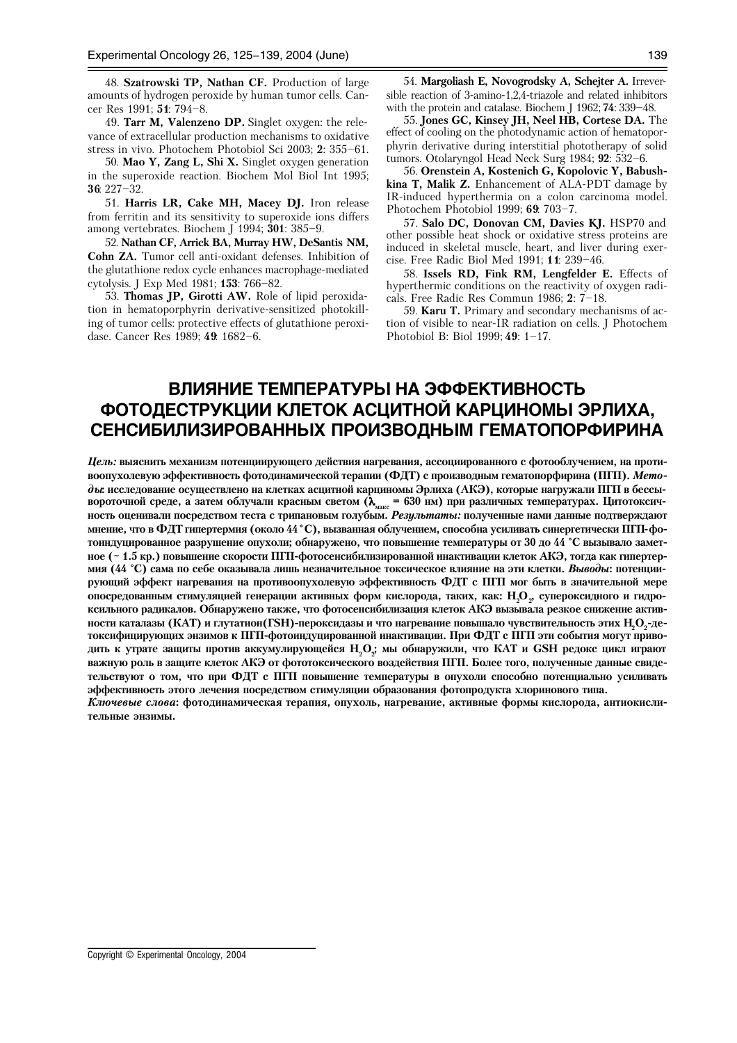48. **Szatrowski TP, Nathan CF.** Production of large amounts of hydrogen peroxide by human tumor cells. Cancer Res 1991; **51**: 794–8.

49. **Tarr M, Valenzeno DP.** Singlet oxygen: the relevance of extracellular production mechanisms to oxidative stress in vivo. Photochem Photobiol Sci 2003; **2**: 355–61.

50. **Mao Y, Zang L, Shi X.** Singlet oxygen generation in the superoxide reaction. Biochem Mol Biol Int 1995; **36**: 227–32.

51. **Harris LR, Cake MH, Macey DJ.** Iron release from ferritin and its sensitivity to superoxide ions differs among vertebrates. Biochem J 1994; **301**: 385–9.

52. **Nathan CF, Arrick BA, Murray HW, DeSantis NM, Cohn ZA.** Tumor cell anti-oxidant defenses. Inhibition of the glutathione redox cycle enhances macrophage-mediated cytolysis. J Exp Med 1981; **153**: 766–82.

53. **Thomas JP, Girotti AW.** Role of lipid peroxidation in hematoporphyrin derivative-sensitized photokilling of tumor cells: protective effects of glutathione peroxidase. Cancer Res 1989; **49**: 1682–6.

54. **Margoliash E, Novogrodsky A, Schejter A.** Irreversible reaction of 3-amino-1,2,4-triazole and related inhibitors with the protein and catalase. Biochem J 1962; **74**: 339–48.

55. **Jones GC, Kinsey JH, Neel HB, Cortese DA.** The effect of cooling on the photodynamic action of hematoporphyrin derivative during interstitial phototherapy of solid tumors. Otolaryngol Head Neck Surg 1984; **92**: 532–6.

56. **Orenstein A, Kostenich G, Kopolovic Y, Babushkina T, Malik Z.** Enhancement of ALA-PDT damage by IR-induced hyperthermia on a colon carcinoma model. Photochem Photobiol 1999; **69**: 703–7.

57. **Salo DC, Donovan CM, Davies KJ.** HSP70 and other possible heat shock or oxidative stress proteins are induced in skeletal muscle, heart, and liver during exercise. Free Radic Biol Med 1991; **11**: 239–46.

58. **Issels RD, Fink RM, Lengfelder E.** Effects of hyperthermic conditions on the reactivity of oxygen radicals. Free Radic Res Commun 1986; **2**: 7–18.

59. **Karu T.** Primary and secondary mechanisms of action of visible to near-IR radiation on cells. J Photochem Photobiol B: Biol 1999; **49**: 1–17.

# ВЛИЯНИЕ ТЕМПЕРАТУРЫ НА ЭФФЕКТИВНОСТЬ ФОТОДЕСТРУКЦИИ КЛЕТОК АСЦИТНОЙ КАРЦИНОМЫ ЭРЛИХА, СЕНСИБИЛИЗИРОВАННЫХ ПРОИЗВОДНЫМ ГЕМАТОПОРФИРИНА

***Цель:*** **выяснить механизм потенцирующего действия нагревания, ассоциированного с фотооблучением, на противоопухолевую эффективность фотодинамической терапии (ФДТ) с производным гематопорфирина (ПГП).** ***Методы*:** **исследование осуществлено на клетках асцитной карциномы Эрлиха (АКЭ), которые нагружали ПГП в бессывороточной среде, а затем облучали красным светом ($\lambda_{макс}$ = 630 нм) при различных температурах. Цитотоксичность оценивали посредством теста с трипановым голубым.** ***Результаты:*** **полученные нами данные подтверждают мнение, что в ФДТ гипертермия (около 44 °C), вызванная облучением, способна усиливать синергетически ПГП-фотоиндуцированное разрушение опухоли; обнаружено, что повышение температуры от 30 до 44 °C вызывало заметное (~ 1.5 кр.) повышение скорости ПГП-фотосенсибилизированной инактивации клеток АКЭ, тогда как гипертермия (44 °C) сама по себе оказывала лишь незначительное токсическое влияние на эти клетки.** ***Выводы*:** **потенцирующий эффект нагревания на противоопухолевую эффективность ФДТ с ПГП мог быть в значительной мере опосредованным стимуляцией генерации активных форм кислорода, таких, как: $H_2O_2$, супероксидного и гидроксильного радикалов. Обнаружено также, что фотосенсибилизация клеток АКЭ вызывала резкое снижение активности каталазы (КАТ) и глутатион(ГSH)-пероксидазы и что нагревание повышало чувствительность этих $H_2O_2$-детоксифицирующих энзимов к ПГП-фотоиндуцированной инактивации. При ФДТ с ПГП эти события могут приводить к утрате защиты против аккумулирующейся $H_2O_2$; мы обнаружили, что КАТ и GSH редокс цикл играют важную роль в защите клеток АКЭ от фототоксического воздействия ПГП. Более того, полученные данные свидетельствуют о том, что при ФДТ с ПГП повышение температуры в опухоли способно потенциально усиливать эффективность этого лечения посредством стимуляции образования фотопродукта хлоринового типа.**

***Ключевые слова*:** **фотодинамическая терапия, опухоль, нагревание, активные формы кислорода, антиокислительные энзимы.**

Copyright © Experimental Oncology, 2004